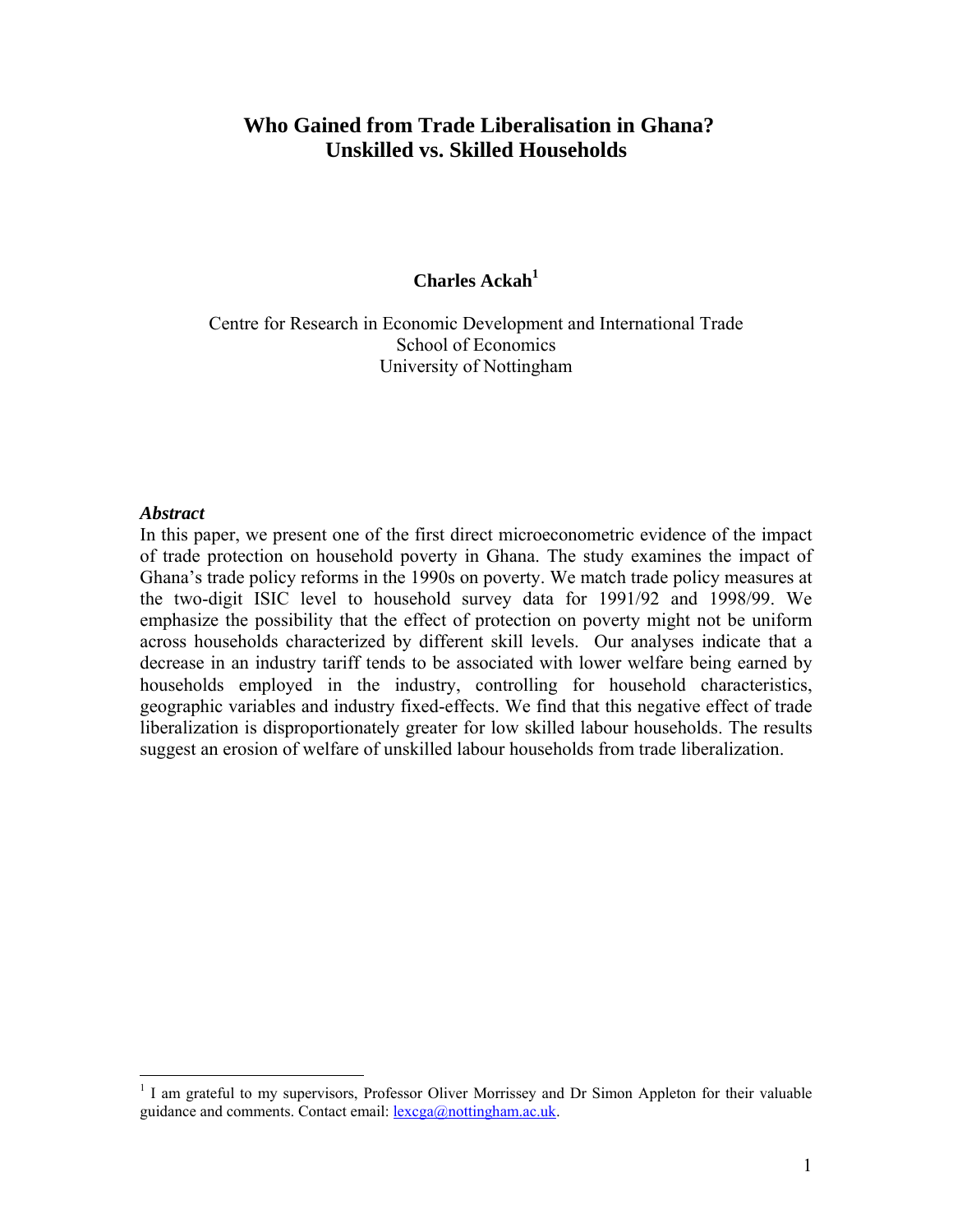# Who Gained from Trade Liberalisation in Ghana? Unskilled vs. Skilled Households

**Charles Ackah**[1]

Centre for Research in Economic Development and International Trade
School of Economics
University of Nottingham

### *Abstract*

In this paper, we present one of the first direct microeconometric evidence of the impact of trade protection on household poverty in Ghana. The study examines the impact of Ghana's trade policy reforms in the 1990s on poverty. We match trade policy measures at the two-digit ISIC level to household survey data for 1991/92 and 1998/99. We emphasize the possibility that the effect of protection on poverty might not be uniform across households characterized by different skill levels. Our analyses indicate that a decrease in an industry tariff tends to be associated with lower welfare being earned by households employed in the industry, controlling for household characteristics, geographic variables and industry fixed-effects. We find that this negative effect of trade liberalization is disproportionately greater for low skilled labour households. The results suggest an erosion of welfare of unskilled labour households from trade liberalization.

---

[1] I am grateful to my supervisors, Professor Oliver Morrissey and Dr Simon Appleton for their valuable guidance and comments. Contact email: lexcga@nottingham.ac.uk.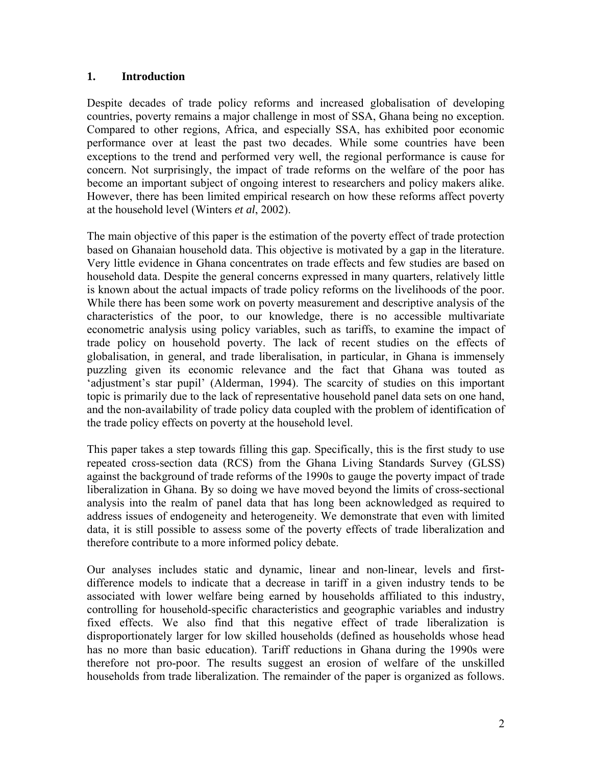## 1. Introduction

Despite decades of trade policy reforms and increased globalisation of developing countries, poverty remains a major challenge in most of SSA, Ghana being no exception. Compared to other regions, Africa, and especially SSA, has exhibited poor economic performance over at least the past two decades. While some countries have been exceptions to the trend and performed very well, the regional performance is cause for concern. Not surprisingly, the impact of trade reforms on the welfare of the poor has become an important subject of ongoing interest to researchers and policy makers alike. However, there has been limited empirical research on how these reforms affect poverty at the household level (Winters *et al*, 2002).

The main objective of this paper is the estimation of the poverty effect of trade protection based on Ghanaian household data. This objective is motivated by a gap in the literature. Very little evidence in Ghana concentrates on trade effects and few studies are based on household data. Despite the general concerns expressed in many quarters, relatively little is known about the actual impacts of trade policy reforms on the livelihoods of the poor. While there has been some work on poverty measurement and descriptive analysis of the characteristics of the poor, to our knowledge, there is no accessible multivariate econometric analysis using policy variables, such as tariffs, to examine the impact of trade policy on household poverty. The lack of recent studies on the effects of globalisation, in general, and trade liberalisation, in particular, in Ghana is immensely puzzling given its economic relevance and the fact that Ghana was touted as 'adjustment's star pupil' (Alderman, 1994). The scarcity of studies on this important topic is primarily due to the lack of representative household panel data sets on one hand, and the non-availability of trade policy data coupled with the problem of identification of the trade policy effects on poverty at the household level.

This paper takes a step towards filling this gap. Specifically, this is the first study to use repeated cross-section data (RCS) from the Ghana Living Standards Survey (GLSS) against the background of trade reforms of the 1990s to gauge the poverty impact of trade liberalization in Ghana. By so doing we have moved beyond the limits of cross-sectional analysis into the realm of panel data that has long been acknowledged as required to address issues of endogeneity and heterogeneity. We demonstrate that even with limited data, it is still possible to assess some of the poverty effects of trade liberalization and therefore contribute to a more informed policy debate.

Our analyses includes static and dynamic, linear and non-linear, levels and first-difference models to indicate that a decrease in tariff in a given industry tends to be associated with lower welfare being earned by households affiliated to this industry, controlling for household-specific characteristics and geographic variables and industry fixed effects. We also find that this negative effect of trade liberalization is disproportionately larger for low skilled households (defined as households whose head has no more than basic education). Tariff reductions in Ghana during the 1990s were therefore not pro-poor. The results suggest an erosion of welfare of the unskilled households from trade liberalization. The remainder of the paper is organized as follows.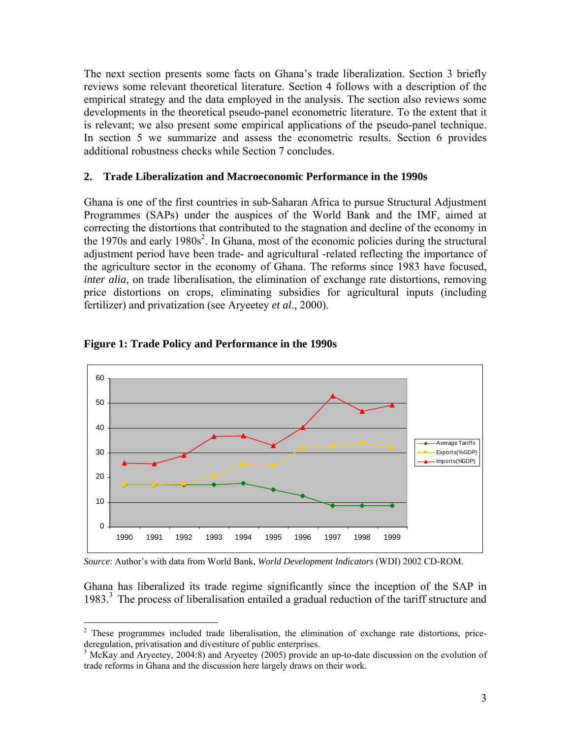The next section presents some facts on Ghana's trade liberalization. Section 3 briefly reviews some relevant theoretical literature. Section 4 follows with a description of the empirical strategy and the data employed in the analysis. The section also reviews some developments in the theoretical pseudo-panel econometric literature. To the extent that it is relevant; we also present some empirical applications of the pseudo-panel technique. In section 5 we summarize and assess the econometric results. Section 6 provides additional robustness checks while Section 7 concludes.

## 2. Trade Liberalization and Macroeconomic Performance in the 1990s

Ghana is one of the first countries in sub-Saharan Africa to pursue Structural Adjustment Programmes (SAPs) under the auspices of the World Bank and the IMF, aimed at correcting the distortions that contributed to the stagnation and decline of the economy in the 1970s and early 1980s[2]. In Ghana, most of the economic policies during the structural adjustment period have been trade- and agricultural -related reflecting the importance of the agriculture sector in the economy of Ghana. The reforms since 1983 have focused, *inter alia,* on trade liberalisation, the elimination of exchange rate distortions, removing price distortions on crops, eliminating subsidies for agricultural inputs (including fertilizer) and privatization (see Aryeetey *et al*., 2000).

**Figure 1: Trade Policy and Performance in the 1990s**

*Source*: Author's with data from World Bank, *World Development Indicators* (WDI) 2002 CD-ROM.

Ghana has liberalized its trade regime significantly since the inception of the SAP in 1983.[3] The process of liberalisation entailed a gradual reduction of the tariff structure and

---

[2] These programmes included trade liberalisation, the elimination of exchange rate distortions, price-deregulation, privatisation and divestiture of public enterprises.

[3] McKay and Aryeetey, 2004:8) and Aryeetey (2005) provide an up-to-date discussion on the evolution of trade reforms in Ghana and the discussion here largely draws on their work.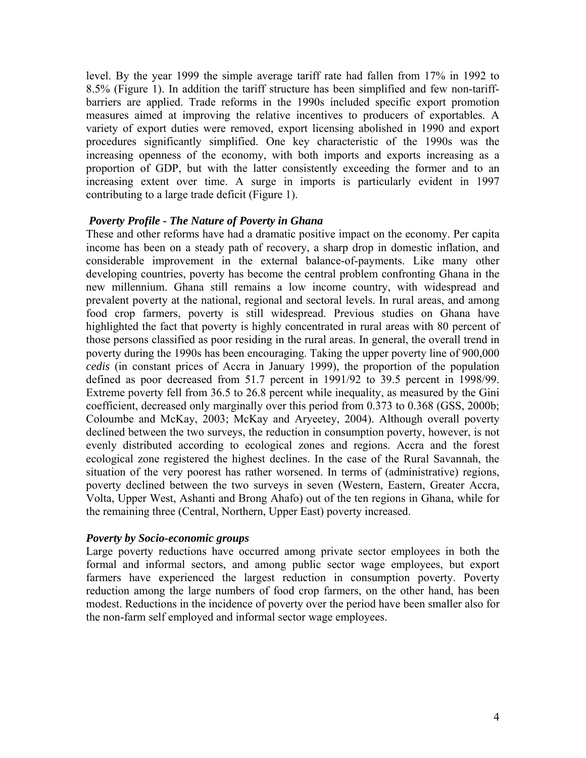level. By the year 1999 the simple average tariff rate had fallen from 17% in 1992 to 8.5% (Figure 1). In addition the tariff structure has been simplified and few non-tariff-barriers are applied. Trade reforms in the 1990s included specific export promotion measures aimed at improving the relative incentives to producers of exportables. A variety of export duties were removed, export licensing abolished in 1990 and export procedures significantly simplified. One key characteristic of the 1990s was the increasing openness of the economy, with both imports and exports increasing as a proportion of GDP, but with the latter consistently exceeding the former and to an increasing extent over time. A surge in imports is particularly evident in 1997 contributing to a large trade deficit (Figure 1).

### *Poverty Profile - The Nature of Poverty in Ghana*

These and other reforms have had a dramatic positive impact on the economy. Per capita income has been on a steady path of recovery, a sharp drop in domestic inflation, and considerable improvement in the external balance-of-payments. Like many other developing countries, poverty has become the central problem confronting Ghana in the new millennium. Ghana still remains a low income country, with widespread and prevalent poverty at the national, regional and sectoral levels. In rural areas, and among food crop farmers, poverty is still widespread. Previous studies on Ghana have highlighted the fact that poverty is highly concentrated in rural areas with 80 percent of those persons classified as poor residing in the rural areas. In general, the overall trend in poverty during the 1990s has been encouraging. Taking the upper poverty line of 900,000 *cedis* (in constant prices of Accra in January 1999), the proportion of the population defined as poor decreased from 51.7 percent in 1991/92 to 39.5 percent in 1998/99. Extreme poverty fell from 36.5 to 26.8 percent while inequality, as measured by the Gini coefficient, decreased only marginally over this period from 0.373 to 0.368 (GSS, 2000b; Coloumbe and McKay, 2003; McKay and Aryeetey, 2004). Although overall poverty declined between the two surveys, the reduction in consumption poverty, however, is not evenly distributed according to ecological zones and regions. Accra and the forest ecological zone registered the highest declines. In the case of the Rural Savannah, the situation of the very poorest has rather worsened. In terms of (administrative) regions, poverty declined between the two surveys in seven (Western, Eastern, Greater Accra, Volta, Upper West, Ashanti and Brong Ahafo) out of the ten regions in Ghana, while for the remaining three (Central, Northern, Upper East) poverty increased.

### *Poverty by Socio-economic groups*

Large poverty reductions have occurred among private sector employees in both the formal and informal sectors, and among public sector wage employees, but export farmers have experienced the largest reduction in consumption poverty. Poverty reduction among the large numbers of food crop farmers, on the other hand, has been modest. Reductions in the incidence of poverty over the period have been smaller also for the non-farm self employed and informal sector wage employees.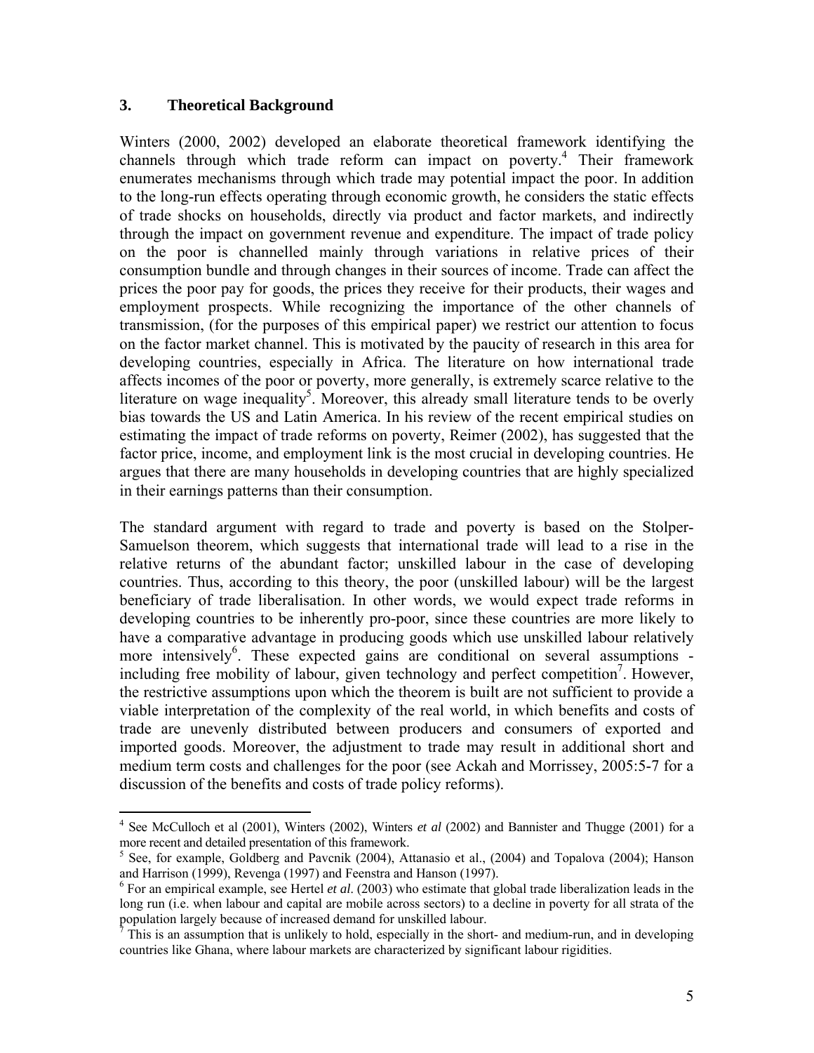## 3. Theoretical Background

Winters (2000, 2002) developed an elaborate theoretical framework identifying the channels through which trade reform can impact on poverty.[4] Their framework enumerates mechanisms through which trade may potential impact the poor. In addition to the long-run effects operating through economic growth, he considers the static effects of trade shocks on households, directly via product and factor markets, and indirectly through the impact on government revenue and expenditure. The impact of trade policy on the poor is channelled mainly through variations in relative prices of their consumption bundle and through changes in their sources of income. Trade can affect the prices the poor pay for goods, the prices they receive for their products, their wages and employment prospects. While recognizing the importance of the other channels of transmission, (for the purposes of this empirical paper) we restrict our attention to focus on the factor market channel. This is motivated by the paucity of research in this area for developing countries, especially in Africa. The literature on how international trade affects incomes of the poor or poverty, more generally, is extremely scarce relative to the literature on wage inequality[5]. Moreover, this already small literature tends to be overly bias towards the US and Latin America. In his review of the recent empirical studies on estimating the impact of trade reforms on poverty, Reimer (2002), has suggested that the factor price, income, and employment link is the most crucial in developing countries. He argues that there are many households in developing countries that are highly specialized in their earnings patterns than their consumption.

The standard argument with regard to trade and poverty is based on the Stolper-Samuelson theorem, which suggests that international trade will lead to a rise in the relative returns of the abundant factor; unskilled labour in the case of developing countries. Thus, according to this theory, the poor (unskilled labour) will be the largest beneficiary of trade liberalisation. In other words, we would expect trade reforms in developing countries to be inherently pro-poor, since these countries are more likely to have a comparative advantage in producing goods which use unskilled labour relatively more intensively[6]. These expected gains are conditional on several assumptions - including free mobility of labour, given technology and perfect competition[7]. However, the restrictive assumptions upon which the theorem is built are not sufficient to provide a viable interpretation of the complexity of the real world, in which benefits and costs of trade are unevenly distributed between producers and consumers of exported and imported goods. Moreover, the adjustment to trade may result in additional short and medium term costs and challenges for the poor (see Ackah and Morrissey, 2005:5-7 for a discussion of the benefits and costs of trade policy reforms).

---

[4] See McCulloch et al (2001), Winters (2002), Winters *et al* (2002) and Bannister and Thugge (2001) for a more recent and detailed presentation of this framework.

[5] See, for example, Goldberg and Pavcnik (2004), Attanasio et al., (2004) and Topalova (2004); Hanson and Harrison (1999), Revenga (1997) and Feenstra and Hanson (1997).

[6] For an empirical example, see Hertel *et al*. (2003) who estimate that global trade liberalization leads in the long run (i.e. when labour and capital are mobile across sectors) to a decline in poverty for all strata of the population largely because of increased demand for unskilled labour.

[7] This is an assumption that is unlikely to hold, especially in the short- and medium-run, and in developing countries like Ghana, where labour markets are characterized by significant labour rigidities.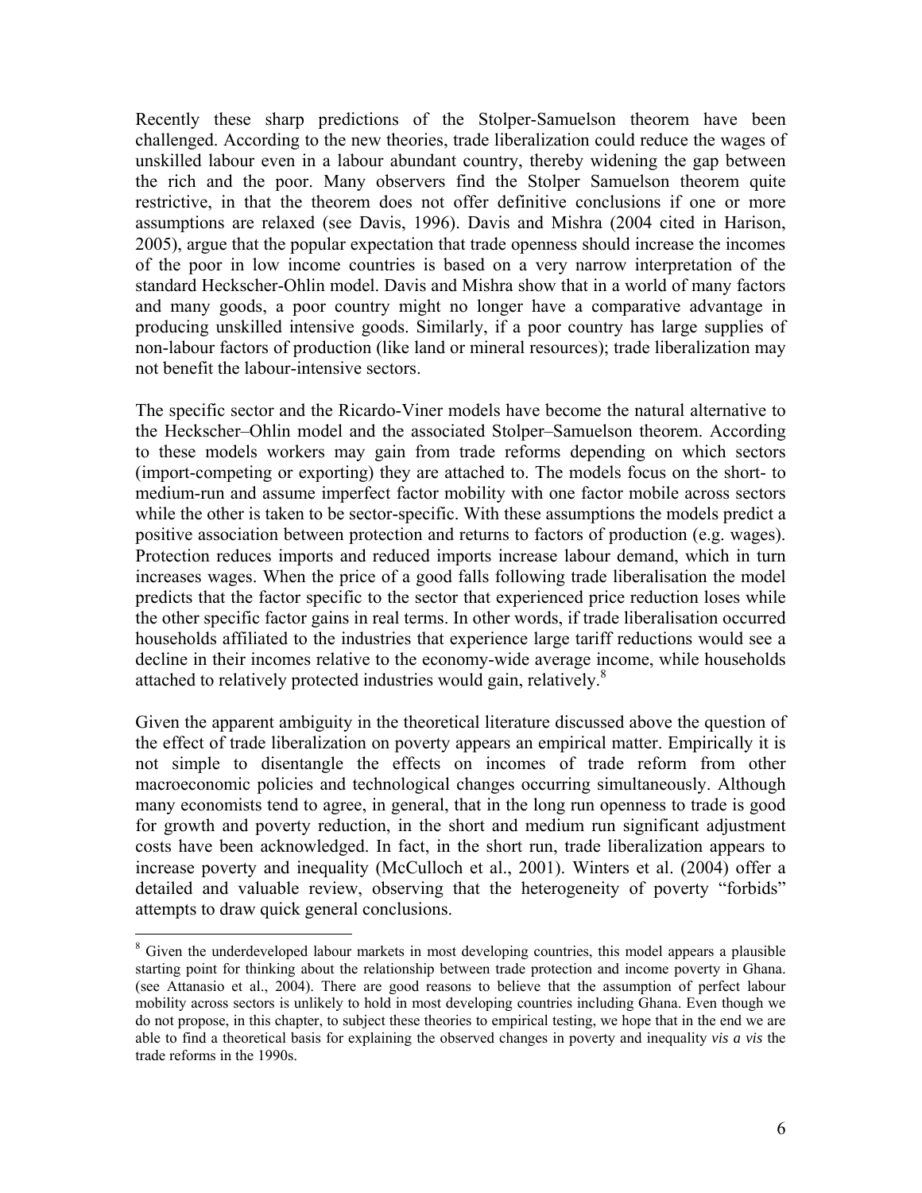Recently these sharp predictions of the Stolper-Samuelson theorem have been challenged. According to the new theories, trade liberalization could reduce the wages of unskilled labour even in a labour abundant country, thereby widening the gap between the rich and the poor. Many observers find the Stolper Samuelson theorem quite restrictive, in that the theorem does not offer definitive conclusions if one or more assumptions are relaxed (see Davis, 1996). Davis and Mishra (2004 cited in Harison, 2005), argue that the popular expectation that trade openness should increase the incomes of the poor in low income countries is based on a very narrow interpretation of the standard Heckscher-Ohlin model. Davis and Mishra show that in a world of many factors and many goods, a poor country might no longer have a comparative advantage in producing unskilled intensive goods. Similarly, if a poor country has large supplies of non-labour factors of production (like land or mineral resources); trade liberalization may not benefit the labour-intensive sectors.

The specific sector and the Ricardo-Viner models have become the natural alternative to the Heckscher–Ohlin model and the associated Stolper–Samuelson theorem. According to these models workers may gain from trade reforms depending on which sectors (import-competing or exporting) they are attached to. The models focus on the short- to medium-run and assume imperfect factor mobility with one factor mobile across sectors while the other is taken to be sector-specific. With these assumptions the models predict a positive association between protection and returns to factors of production (e.g. wages). Protection reduces imports and reduced imports increase labour demand, which in turn increases wages. When the price of a good falls following trade liberalisation the model predicts that the factor specific to the sector that experienced price reduction loses while the other specific factor gains in real terms. In other words, if trade liberalisation occurred households affiliated to the industries that experience large tariff reductions would see a decline in their incomes relative to the economy-wide average income, while households attached to relatively protected industries would gain, relatively.[8]

Given the apparent ambiguity in the theoretical literature discussed above the question of the effect of trade liberalization on poverty appears an empirical matter. Empirically it is not simple to disentangle the effects on incomes of trade reform from other macroeconomic policies and technological changes occurring simultaneously. Although many economists tend to agree, in general, that in the long run openness to trade is good for growth and poverty reduction, in the short and medium run significant adjustment costs have been acknowledged. In fact, in the short run, trade liberalization appears to increase poverty and inequality (McCulloch et al., 2001). Winters et al. (2004) offer a detailed and valuable review, observing that the heterogeneity of poverty "forbids" attempts to draw quick general conclusions.

[8] Given the underdeveloped labour markets in most developing countries, this model appears a plausible starting point for thinking about the relationship between trade protection and income poverty in Ghana. (see Attanasio et al., 2004). There are good reasons to believe that the assumption of perfect labour mobility across sectors is unlikely to hold in most developing countries including Ghana. Even though we do not propose, in this chapter, to subject these theories to empirical testing, we hope that in the end we are able to find a theoretical basis for explaining the observed changes in poverty and inequality *vis a vis* the trade reforms in the 1990s.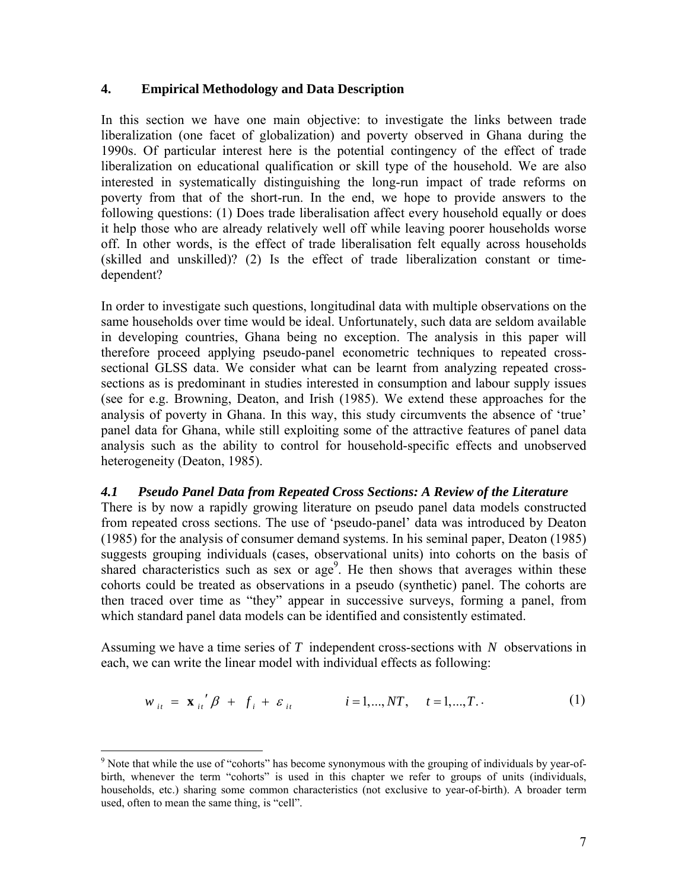## 4. Empirical Methodology and Data Description

In this section we have one main objective: to investigate the links between trade liberalization (one facet of globalization) and poverty observed in Ghana during the 1990s. Of particular interest here is the potential contingency of the effect of trade liberalization on educational qualification or skill type of the household. We are also interested in systematically distinguishing the long-run impact of trade reforms on poverty from that of the short-run. In the end, we hope to provide answers to the following questions: (1) Does trade liberalisation affect every household equally or does it help those who are already relatively well off while leaving poorer households worse off. In other words, is the effect of trade liberalisation felt equally across households (skilled and unskilled)? (2) Is the effect of trade liberalization constant or time-dependent?

In order to investigate such questions, longitudinal data with multiple observations on the same households over time would be ideal. Unfortunately, such data are seldom available in developing countries, Ghana being no exception. The analysis in this paper will therefore proceed applying pseudo-panel econometric techniques to repeated cross-sectional GLSS data. We consider what can be learnt from analyzing repeated cross-sections as is predominant in studies interested in consumption and labour supply issues (see for e.g. Browning, Deaton, and Irish (1985). We extend these approaches for the analysis of poverty in Ghana. In this way, this study circumvents the absence of 'true' panel data for Ghana, while still exploiting some of the attractive features of panel data analysis such as the ability to control for household-specific effects and unobserved heterogeneity (Deaton, 1985).

### *4.1 Pseudo Panel Data from Repeated Cross Sections: A Review of the Literature*

There is by now a rapidly growing literature on pseudo panel data models constructed from repeated cross sections. The use of 'pseudo-panel' data was introduced by Deaton (1985) for the analysis of consumer demand systems. In his seminal paper, Deaton (1985) suggests grouping individuals (cases, observational units) into cohorts on the basis of shared characteristics such as sex or age[9]. He then shows that averages within these cohorts could be treated as observations in a pseudo (synthetic) panel. The cohorts are then traced over time as "they" appear in successive surveys, forming a panel, from which standard panel data models can be identified and consistently estimated.

Assuming we have a time series of $T$ independent cross-sections with $N$ observations in each, we can write the linear model with individual effects as following:

$$w_{it} = \mathbf{x}_{it}'\beta + f_i + \varepsilon_{it} \qquad i = 1,...,NT, \quad t = 1,...,T. \tag{1}$$

[9] Note that while the use of "cohorts" has become synonymous with the grouping of individuals by year-of-birth, whenever the term "cohorts" is used in this chapter we refer to groups of units (individuals, households, etc.) sharing some common characteristics (not exclusive to year-of-birth). A broader term used, often to mean the same thing, is "cell".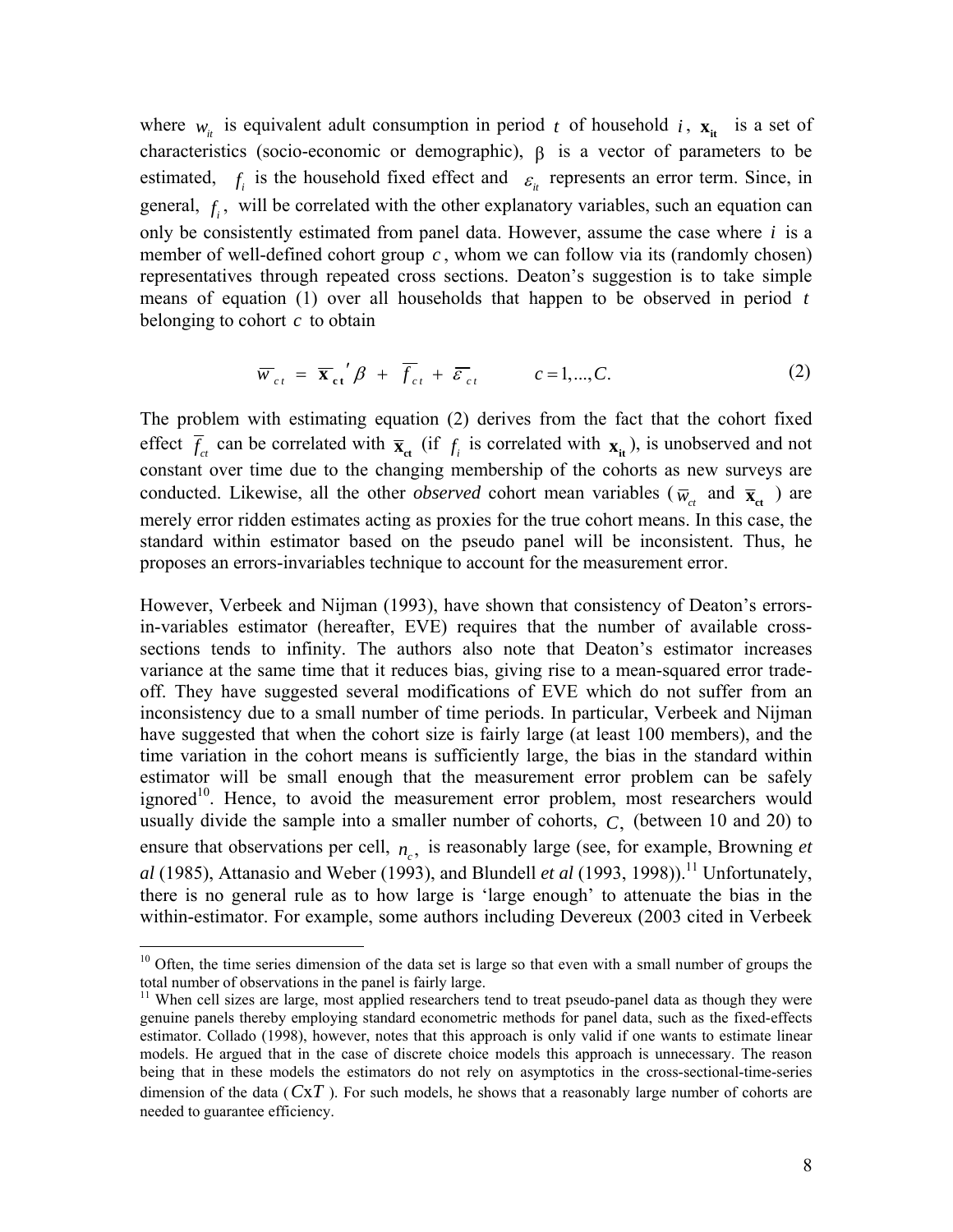where $w_{it}$ is equivalent adult consumption in period $t$ of household $i$, $\mathbf{x_{it}}$ is a set of characteristics (socio-economic or demographic), $\beta$ is a vector of parameters to be estimated, $f_i$ is the household fixed effect and $\varepsilon_{it}$ represents an error term. Since, in general, $f_i$, will be correlated with the other explanatory variables, such an equation can only be consistently estimated from panel data. However, assume the case where $i$ is a member of well-defined cohort group $c$, whom we can follow via its (randomly chosen) representatives through repeated cross sections. Deaton's suggestion is to take simple means of equation (1) over all households that happen to be observed in period $t$ belonging to cohort $c$ to obtain

$$\overline{w}_{ct} = \overline{\mathbf{x}}_{\mathbf{ct}}{}'\beta + \overline{f}_{ct} + \overline{\varepsilon}_{ct} \qquad c = 1, ..., C. \tag{2}$$

The problem with estimating equation (2) derives from the fact that the cohort fixed effect $\overline{f}_{ct}$ can be correlated with $\overline{\mathbf{x}}_{\mathbf{ct}}$ (if $f_i$ is correlated with $\mathbf{x_{it}}$), is unobserved and not constant over time due to the changing membership of the cohorts as new surveys are conducted. Likewise, all the other *observed* cohort mean variables ($\overline{w}_{ct}$ and $\overline{\mathbf{x}}_{\mathbf{ct}}$) are merely error ridden estimates acting as proxies for the true cohort means. In this case, the standard within estimator based on the pseudo panel will be inconsistent. Thus, he proposes an errors-invariables technique to account for the measurement error.

However, Verbeek and Nijman (1993), have shown that consistency of Deaton's errors-in-variables estimator (hereafter, EVE) requires that the number of available cross-sections tends to infinity. The authors also note that Deaton's estimator increases variance at the same time that it reduces bias, giving rise to a mean-squared error trade-off. They have suggested several modifications of EVE which do not suffer from an inconsistency due to a small number of time periods. In particular, Verbeek and Nijman have suggested that when the cohort size is fairly large (at least 100 members), and the time variation in the cohort means is sufficiently large, the bias in the standard within estimator will be small enough that the measurement error problem can be safely ignored[10]. Hence, to avoid the measurement error problem, most researchers would usually divide the sample into a smaller number of cohorts, $C$, (between 10 and 20) to ensure that observations per cell, $n_c$, is reasonably large (see, for example, Browning *et al* (1985), Attanasio and Weber (1993), and Blundell *et al* (1993, 1998)).[11] Unfortunately, there is no general rule as to how large is 'large enough' to attenuate the bias in the within-estimator. For example, some authors including Devereux (2003 cited in Verbeek

---

[10] Often, the time series dimension of the data set is large so that even with a small number of groups the total number of observations in the panel is fairly large.

[11] When cell sizes are large, most applied researchers tend to treat pseudo-panel data as though they were genuine panels thereby employing standard econometric methods for panel data, such as the fixed-effects estimator. Collado (1998), however, notes that this approach is only valid if one wants to estimate linear models. He argued that in the case of discrete choice models this approach is unnecessary. The reason being that in these models the estimators do not rely on asymptotics in the cross-sectional-time-series dimension of the data ($C$x$T$). For such models, he shows that a reasonably large number of cohorts are needed to guarantee efficiency.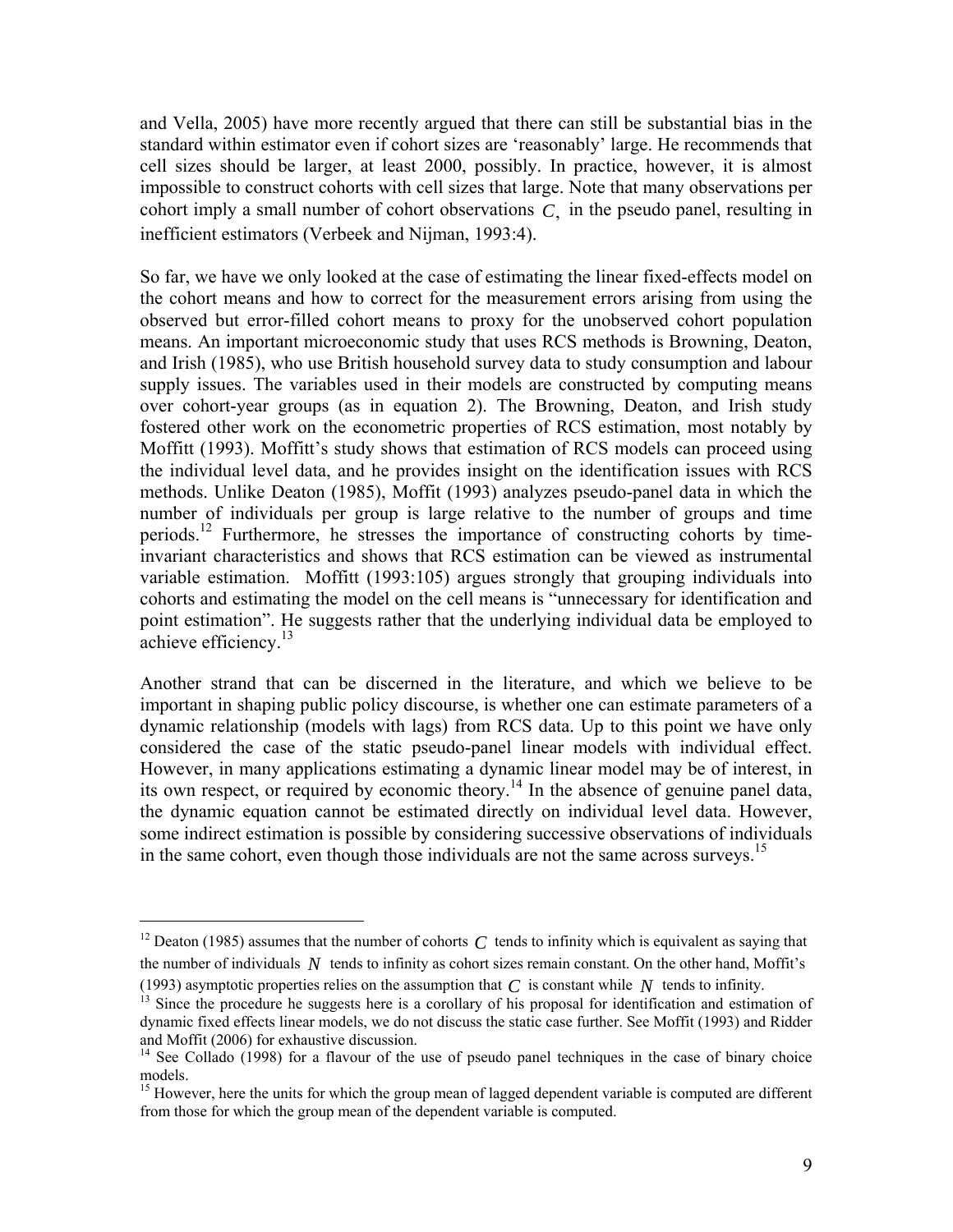and Vella, 2005) have more recently argued that there can still be substantial bias in the standard within estimator even if cohort sizes are 'reasonably' large. He recommends that cell sizes should be larger, at least 2000, possibly. In practice, however, it is almost impossible to construct cohorts with cell sizes that large. Note that many observations per cohort imply a small number of cohort observations $C$, in the pseudo panel, resulting in inefficient estimators (Verbeek and Nijman, 1993:4).

So far, we have we only looked at the case of estimating the linear fixed-effects model on the cohort means and how to correct for the measurement errors arising from using the observed but error-filled cohort means to proxy for the unobserved cohort population means. An important microeconomic study that uses RCS methods is Browning, Deaton, and Irish (1985), who use British household survey data to study consumption and labour supply issues. The variables used in their models are constructed by computing means over cohort-year groups (as in equation 2). The Browning, Deaton, and Irish study fostered other work on the econometric properties of RCS estimation, most notably by Moffitt (1993). Moffitt's study shows that estimation of RCS models can proceed using the individual level data, and he provides insight on the identification issues with RCS methods. Unlike Deaton (1985), Moffit (1993) analyzes pseudo-panel data in which the number of individuals per group is large relative to the number of groups and time periods.[12] Furthermore, he stresses the importance of constructing cohorts by time-invariant characteristics and shows that RCS estimation can be viewed as instrumental variable estimation. Moffitt (1993:105) argues strongly that grouping individuals into cohorts and estimating the model on the cell means is "unnecessary for identification and point estimation". He suggests rather that the underlying individual data be employed to achieve efficiency.[13]

Another strand that can be discerned in the literature, and which we believe to be important in shaping public policy discourse, is whether one can estimate parameters of a dynamic relationship (models with lags) from RCS data. Up to this point we have only considered the case of the static pseudo-panel linear models with individual effect. However, in many applications estimating a dynamic linear model may be of interest, in its own respect, or required by economic theory.[14] In the absence of genuine panel data, the dynamic equation cannot be estimated directly on individual level data. However, some indirect estimation is possible by considering successive observations of individuals in the same cohort, even though those individuals are not the same across surveys.[15]

---

[12] Deaton (1985) assumes that the number of cohorts $C$ tends to infinity which is equivalent as saying that the number of individuals $N$ tends to infinity as cohort sizes remain constant. On the other hand, Moffit's (1993) asymptotic properties relies on the assumption that $C$ is constant while $N$ tends to infinity.

[13] Since the procedure he suggests here is a corollary of his proposal for identification and estimation of dynamic fixed effects linear models, we do not discuss the static case further. See Moffit (1993) and Ridder and Moffit (2006) for exhaustive discussion.

[14] See Collado (1998) for a flavour of the use of pseudo panel techniques in the case of binary choice models.

[15] However, here the units for which the group mean of lagged dependent variable is computed are different from those for which the group mean of the dependent variable is computed.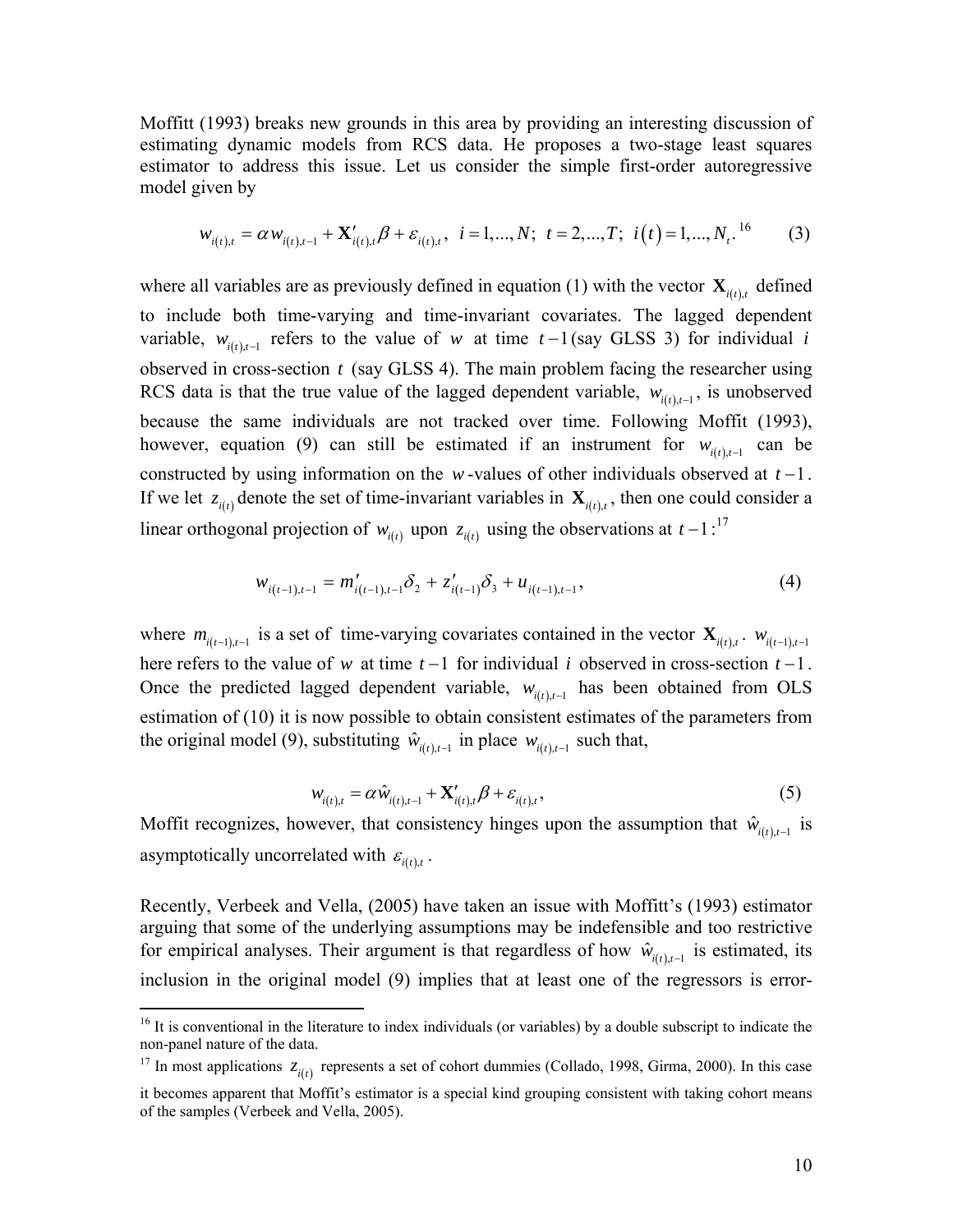Moffitt (1993) breaks new grounds in this area by providing an interesting discussion of estimating dynamic models from RCS data. He proposes a two-stage least squares estimator to address this issue. Let us consider the simple first-order autoregressive model given by

$$w_{i(t),t} = \alpha w_{i(t),t-1} + \mathbf{X}'_{i(t),t}\beta + \varepsilon_{i(t),t}, \;\; i = 1,...,N; \;\; t = 2,...,T; \;\; i(t) = 1,...,N_t.^{16} \tag{3}$$

where all variables are as previously defined in equation (1) with the vector $\mathbf{X}_{i(t),t}$ defined to include both time-varying and time-invariant covariates. The lagged dependent variable, $w_{i(t),t-1}$ refers to the value of $w$ at time $t-1$ (say GLSS 3) for individual $i$ observed in cross-section $t$ (say GLSS 4). The main problem facing the researcher using RCS data is that the true value of the lagged dependent variable, $w_{i(t),t-1}$, is unobserved because the same individuals are not tracked over time. Following Moffitt (1993), however, equation (9) can still be estimated if an instrument for $w_{i(t),t-1}$ can be constructed by using information on the $w$-values of other individuals observed at $t-1$. If we let $z_{i(t)}$ denote the set of time-invariant variables in $\mathbf{X}_{i(t),t}$, then one could consider a linear orthogonal projection of $w_{i(t)}$ upon $z_{i(t)}$ using the observations at $t-1$:[17]

$$w_{i(t-1),t-1} = m'_{i(t-1),t-1}\delta_2 + z'_{i(t-1)}\delta_3 + u_{i(t-1),t-1}, \tag{4}$$

where $m_{i(t-1),t-1}$ is a set of time-varying covariates contained in the vector $\mathbf{X}_{i(t),t}$. $w_{i(t-1),t-1}$ here refers to the value of $w$ at time $t-1$ for individual $i$ observed in cross-section $t-1$. Once the predicted lagged dependent variable, $w_{i(t),t-1}$ has been obtained from OLS estimation of (10) it is now possible to obtain consistent estimates of the parameters from the original model (9), substituting $\hat{w}_{i(t),t-1}$ in place $w_{i(t),t-1}$ such that,

$$w_{i(t),t} = \alpha \hat{w}_{i(t),t-1} + \mathbf{X}'_{i(t),t}\beta + \varepsilon_{i(t),t}, \tag{5}$$

Moffit recognizes, however, that consistency hinges upon the assumption that $\hat{w}_{i(t),t-1}$ is asymptotically uncorrelated with $\varepsilon_{i(t),t}$.

Recently, Verbeek and Vella, (2005) have taken an issue with Moffitt's (1993) estimator arguing that some of the underlying assumptions may be indefensible and too restrictive for empirical analyses. Their argument is that regardless of how $\hat{w}_{i(t),t-1}$ is estimated, its inclusion in the original model (9) implies that at least one of the regressors is error-

[16] It is conventional in the literature to index individuals (or variables) by a double subscript to indicate the non-panel nature of the data.

[17] In most applications $z_{i(t)}$ represents a set of cohort dummies (Collado, 1998, Girma, 2000). In this case it becomes apparent that Moffit's estimator is a special kind grouping consistent with taking cohort means of the samples (Verbeek and Vella, 2005).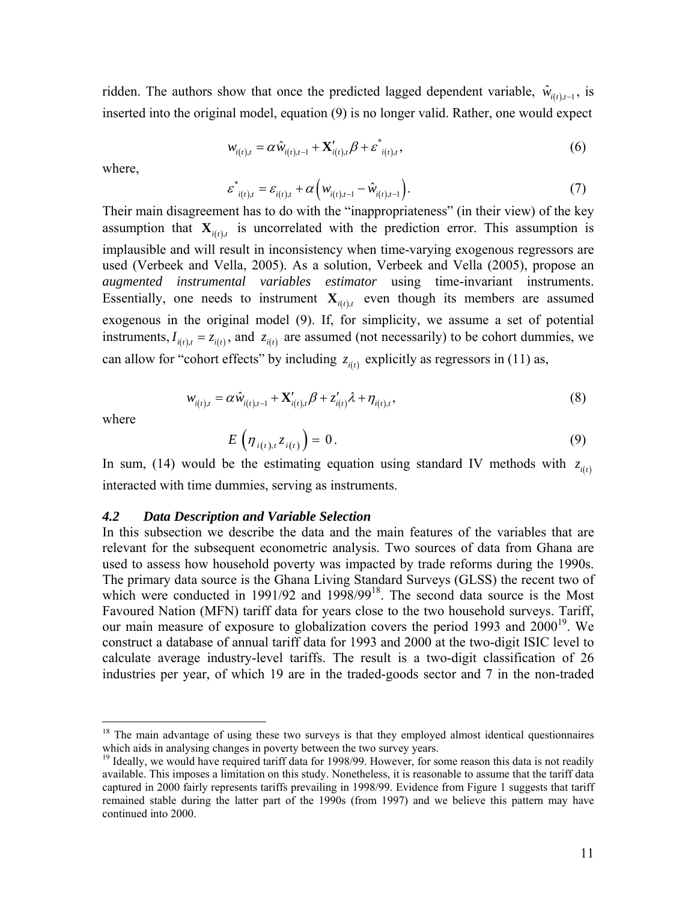ridden. The authors show that once the predicted lagged dependent variable, $\hat{w}_{i(t),t-1}$, is inserted into the original model, equation (9) is no longer valid. Rather, one would expect

$$w_{i(t),t} = \alpha \hat{w}_{i(t),t-1} + \mathbf{X}'_{i(t),t}\beta + \varepsilon^{*}_{i(t),t}, \tag{6}$$

where,

$$\varepsilon^{*}_{i(t),t} = \varepsilon_{i(t),t} + \alpha\left(w_{i(t),t-1} - \hat{w}_{i(t),t-1}\right). \tag{7}$$

Their main disagreement has to do with the "inappropriateness" (in their view) of the key assumption that $\mathbf{X}_{i(t),t}$ is uncorrelated with the prediction error. This assumption is implausible and will result in inconsistency when time-varying exogenous regressors are used (Verbeek and Vella, 2005). As a solution, Verbeek and Vella (2005), propose an *augmented instrumental variables estimator* using time-invariant instruments. Essentially, one needs to instrument $\mathbf{X}_{i(t),t}$ even though its members are assumed exogenous in the original model (9). If, for simplicity, we assume a set of potential instruments, $I_{i(t),t} = z_{i(t)}$, and $z_{i(t)}$ are assumed (not necessarily) to be cohort dummies, we can allow for "cohort effects" by including $z_{i(t)}$ explicitly as regressors in (11) as,

$$w_{i(t),t} = \alpha \hat{w}_{i(t),t-1} + \mathbf{X}'_{i(t),t}\beta + z'_{i(t)}\lambda + \eta_{i(t),t}, \tag{8}$$

where

$$E\left(\eta_{i(t),t} z_{i(t)}\right) = 0. \tag{9}$$

In sum, (14) would be the estimating equation using standard IV methods with $z_{i(t)}$ interacted with time dummies, serving as instruments.

### *4.2 Data Description and Variable Selection*

In this subsection we describe the data and the main features of the variables that are relevant for the subsequent econometric analysis. Two sources of data from Ghana are used to assess how household poverty was impacted by trade reforms during the 1990s. The primary data source is the Ghana Living Standard Surveys (GLSS) the recent two of which were conducted in 1991/92 and 1998/99[18]. The second data source is the Most Favoured Nation (MFN) tariff data for years close to the two household surveys. Tariff, our main measure of exposure to globalization covers the period 1993 and 2000[19]. We construct a database of annual tariff data for 1993 and 2000 at the two-digit ISIC level to calculate average industry-level tariffs. The result is a two-digit classification of 26 industries per year, of which 19 are in the traded-goods sector and 7 in the non-traded

---

[18] The main advantage of using these two surveys is that they employed almost identical questionnaires which aids in analysing changes in poverty between the two survey years.

[19] Ideally, we would have required tariff data for 1998/99. However, for some reason this data is not readily available. This imposes a limitation on this study. Nonetheless, it is reasonable to assume that the tariff data captured in 2000 fairly represents tariffs prevailing in 1998/99. Evidence from Figure 1 suggests that tariff remained stable during the latter part of the 1990s (from 1997) and we believe this pattern may have continued into 2000.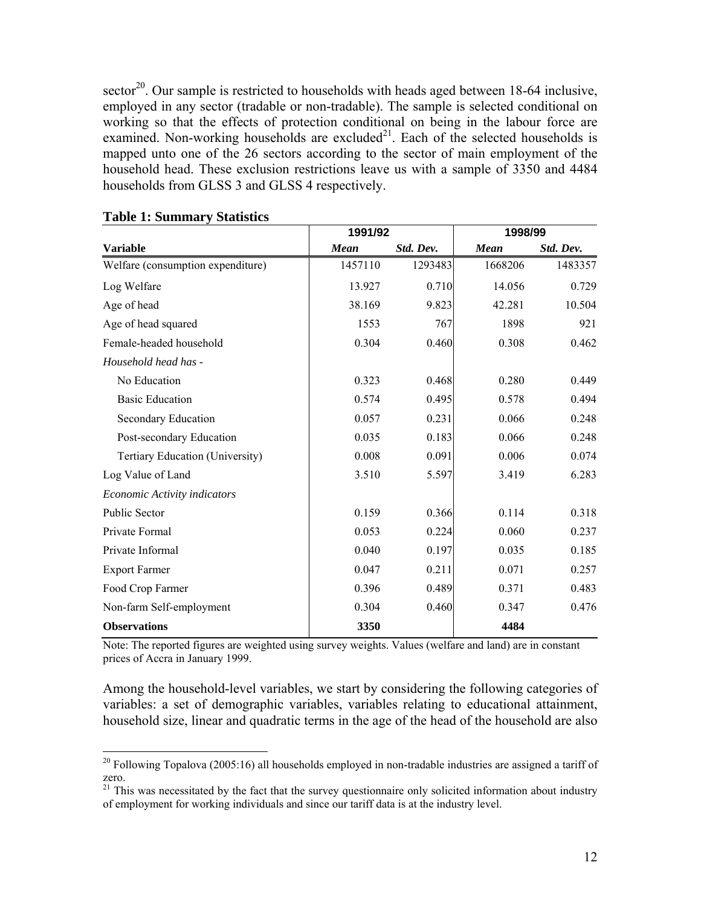sector[20]. Our sample is restricted to households with heads aged between 18-64 inclusive, employed in any sector (tradable or non-tradable). The sample is selected conditional on working so that the effects of protection conditional on being in the labour force are examined. Non-working households are excluded[21]. Each of the selected households is mapped unto one of the 26 sectors according to the sector of main employment of the household head. These exclusion restrictions leave us with a sample of 3350 and 4484 households from GLSS 3 and GLSS 4 respectively.

**Table 1: Summary Statistics**

| | 1991/92 | | 1998/99 | |
|---|---|---|---|---|
| **Variable** | ***Mean*** | ***Std. Dev.*** | ***Mean*** | ***Std. Dev.*** |
| Welfare (consumption expenditure) | 1457110 | 1293483 | 1668206 | 1483357 |
| Log Welfare | 13.927 | 0.710 | 14.056 | 0.729 |
| Age of head | 38.169 | 9.823 | 42.281 | 10.504 |
| Age of head squared | 1553 | 767 | 1898 | 921 |
| Female-headed household | 0.304 | 0.460 | 0.308 | 0.462 |
| *Household head has -* | | | | |
| No Education | 0.323 | 0.468 | 0.280 | 0.449 |
| Basic Education | 0.574 | 0.495 | 0.578 | 0.494 |
| Secondary Education | 0.057 | 0.231 | 0.066 | 0.248 |
| Post-secondary Education | 0.035 | 0.183 | 0.066 | 0.248 |
| Tertiary Education (University) | 0.008 | 0.091 | 0.006 | 0.074 |
| Log Value of Land | 3.510 | 5.597 | 3.419 | 6.283 |
| *Economic Activity indicators* | | | | |
| Public Sector | 0.159 | 0.366 | 0.114 | 0.318 |
| Private Formal | 0.053 | 0.224 | 0.060 | 0.237 |
| Private Informal | 0.040 | 0.197 | 0.035 | 0.185 |
| Export Farmer | 0.047 | 0.211 | 0.071 | 0.257 |
| Food Crop Farmer | 0.396 | 0.489 | 0.371 | 0.483 |
| Non-farm Self-employment | 0.304 | 0.460 | 0.347 | 0.476 |
| **Observations** | **3350** | | **4484** | |

Note: The reported figures are weighted using survey weights. Values (welfare and land) are in constant prices of Accra in January 1999.

Among the household-level variables, we start by considering the following categories of variables: a set of demographic variables, variables relating to educational attainment, household size, linear and quadratic terms in the age of the head of the household are also

[20] Following Topalova (2005:16) all households employed in non-tradable industries are assigned a tariff of zero.

[21] This was necessitated by the fact that the survey questionnaire only solicited information about industry of employment for working individuals and since our tariff data is at the industry level.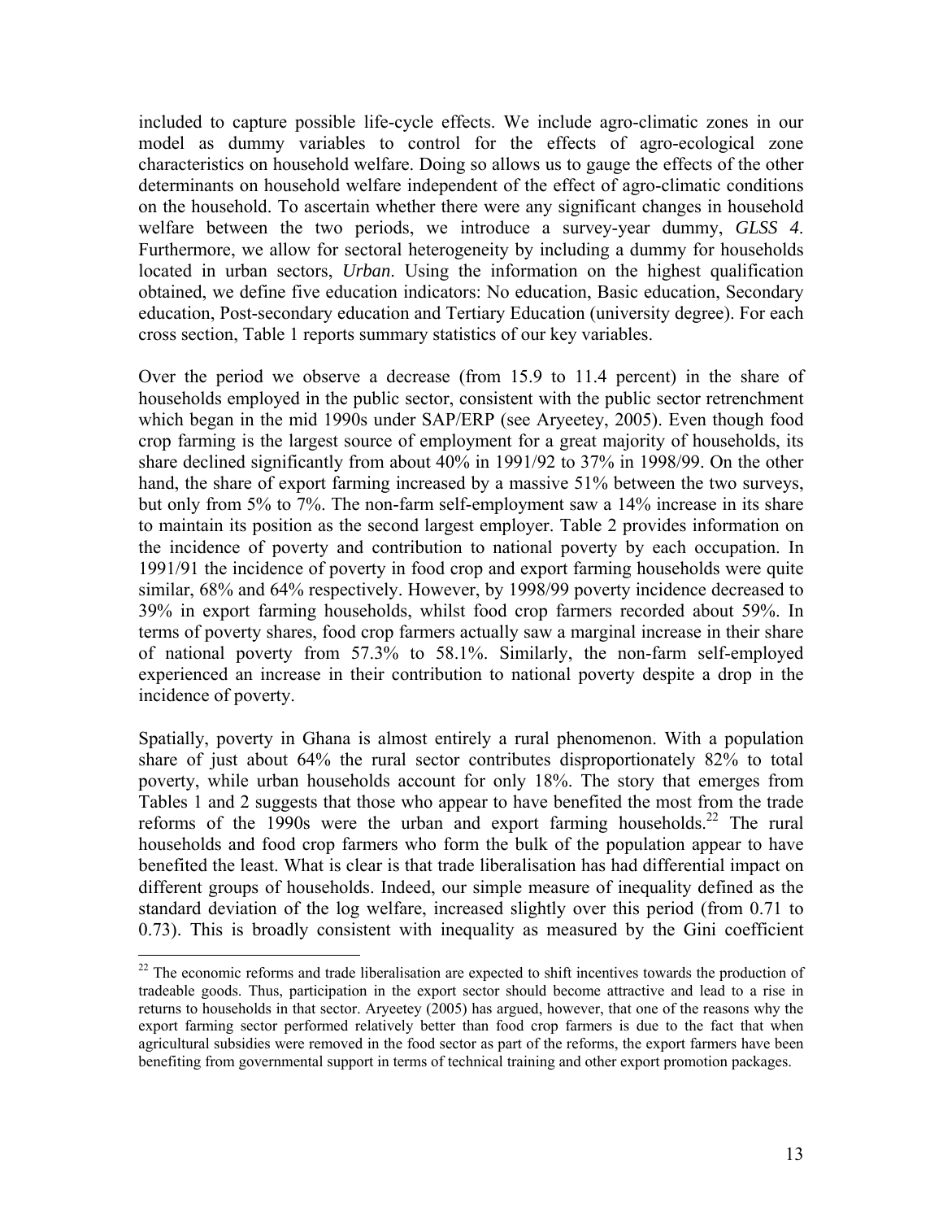included to capture possible life-cycle effects. We include agro-climatic zones in our model as dummy variables to control for the effects of agro-ecological zone characteristics on household welfare. Doing so allows us to gauge the effects of the other determinants on household welfare independent of the effect of agro-climatic conditions on the household. To ascertain whether there were any significant changes in household welfare between the two periods, we introduce a survey-year dummy, *GLSS 4*. Furthermore, we allow for sectoral heterogeneity by including a dummy for households located in urban sectors, *Urban*. Using the information on the highest qualification obtained, we define five education indicators: No education, Basic education, Secondary education, Post-secondary education and Tertiary Education (university degree). For each cross section, Table 1 reports summary statistics of our key variables.

Over the period we observe a decrease (from 15.9 to 11.4 percent) in the share of households employed in the public sector, consistent with the public sector retrenchment which began in the mid 1990s under SAP/ERP (see Aryeetey, 2005). Even though food crop farming is the largest source of employment for a great majority of households, its share declined significantly from about 40% in 1991/92 to 37% in 1998/99. On the other hand, the share of export farming increased by a massive 51% between the two surveys, but only from 5% to 7%. The non-farm self-employment saw a 14% increase in its share to maintain its position as the second largest employer. Table 2 provides information on the incidence of poverty and contribution to national poverty by each occupation. In 1991/91 the incidence of poverty in food crop and export farming households were quite similar, 68% and 64% respectively. However, by 1998/99 poverty incidence decreased to 39% in export farming households, whilst food crop farmers recorded about 59%. In terms of poverty shares, food crop farmers actually saw a marginal increase in their share of national poverty from 57.3% to 58.1%. Similarly, the non-farm self-employed experienced an increase in their contribution to national poverty despite a drop in the incidence of poverty.

Spatially, poverty in Ghana is almost entirely a rural phenomenon. With a population share of just about 64% the rural sector contributes disproportionately 82% to total poverty, while urban households account for only 18%. The story that emerges from Tables 1 and 2 suggests that those who appear to have benefited the most from the trade reforms of the 1990s were the urban and export farming households.[22] The rural households and food crop farmers who form the bulk of the population appear to have benefited the least. What is clear is that trade liberalisation has had differential impact on different groups of households. Indeed, our simple measure of inequality defined as the standard deviation of the log welfare, increased slightly over this period (from 0.71 to 0.73). This is broadly consistent with inequality as measured by the Gini coefficient

---

[22] The economic reforms and trade liberalisation are expected to shift incentives towards the production of tradeable goods. Thus, participation in the export sector should become attractive and lead to a rise in returns to households in that sector. Aryeetey (2005) has argued, however, that one of the reasons why the export farming sector performed relatively better than food crop farmers is due to the fact that when agricultural subsidies were removed in the food sector as part of the reforms, the export farmers have been benefiting from governmental support in terms of technical training and other export promotion packages.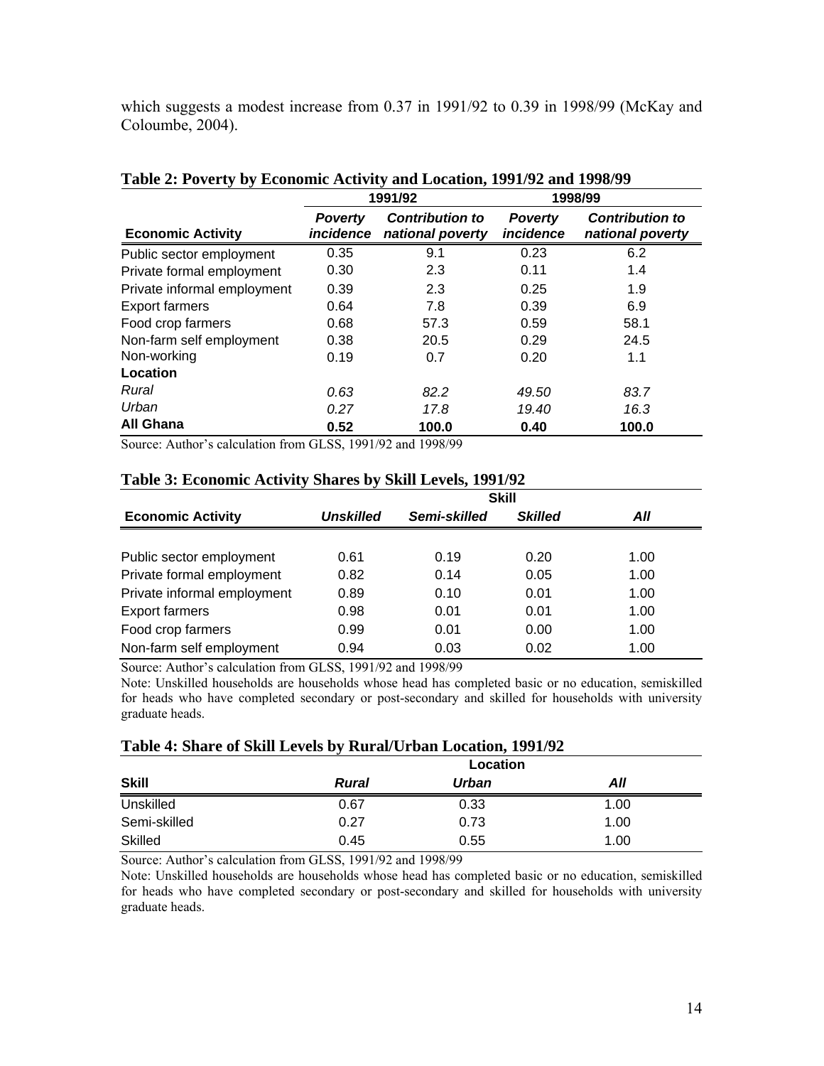which suggests a modest increase from 0.37 in 1991/92 to 0.39 in 1998/99 (McKay and Coloumbe, 2004).

**Table 2: Poverty by Economic Activity and Location, 1991/92 and 1998/99**

| | 1991/92 | | 1998/99 | |
|---|---|---|---|---|
| **Economic Activity** | *Poverty incidence* | *Contribution to national poverty* | *Poverty incidence* | *Contribution to national poverty* |
| Public sector employment | 0.35 | 9.1 | 0.23 | 6.2 |
| Private formal employment | 0.30 | 2.3 | 0.11 | 1.4 |
| Private informal employment | 0.39 | 2.3 | 0.25 | 1.9 |
| Export farmers | 0.64 | 7.8 | 0.39 | 6.9 |
| Food crop farmers | 0.68 | 57.3 | 0.59 | 58.1 |
| Non-farm self employment | 0.38 | 20.5 | 0.29 | 24.5 |
| Non-working | 0.19 | 0.7 | 0.20 | 1.1 |
| **Location** | | | | |
| *Rural* | *0.63* | *82.2* | *49.50* | *83.7* |
| *Urban* | *0.27* | *17.8* | *19.40* | *16.3* |
| **All Ghana** | **0.52** | **100.0** | **0.40** | **100.0** |

Source: Author's calculation from GLSS, 1991/92 and 1998/99

**Table 3: Economic Activity Shares by Skill Levels, 1991/92**

| | Skill | | | |
|---|---|---|---|---|
| **Economic Activity** | *Unskilled* | *Semi-skilled* | *Skilled* | *All* |
| Public sector employment | 0.61 | 0.19 | 0.20 | 1.00 |
| Private formal employment | 0.82 | 0.14 | 0.05 | 1.00 |
| Private informal employment | 0.89 | 0.10 | 0.01 | 1.00 |
| Export farmers | 0.98 | 0.01 | 0.01 | 1.00 |
| Food crop farmers | 0.99 | 0.01 | 0.00 | 1.00 |
| Non-farm self employment | 0.94 | 0.03 | 0.02 | 1.00 |

Source: Author's calculation from GLSS, 1991/92 and 1998/99

Note: Unskilled households are households whose head has completed basic or no education, semiskilled for heads who have completed secondary or post-secondary and skilled for households with university graduate heads.

**Table 4: Share of Skill Levels by Rural/Urban Location, 1991/92**

| | Location | | |
|---|---|---|---|
| **Skill** | *Rural* | *Urban* | *All* |
| Unskilled | 0.67 | 0.33 | 1.00 |
| Semi-skilled | 0.27 | 0.73 | 1.00 |
| Skilled | 0.45 | 0.55 | 1.00 |

Source: Author's calculation from GLSS, 1991/92 and 1998/99

Note: Unskilled households are households whose head has completed basic or no education, semiskilled for heads who have completed secondary or post-secondary and skilled for households with university graduate heads.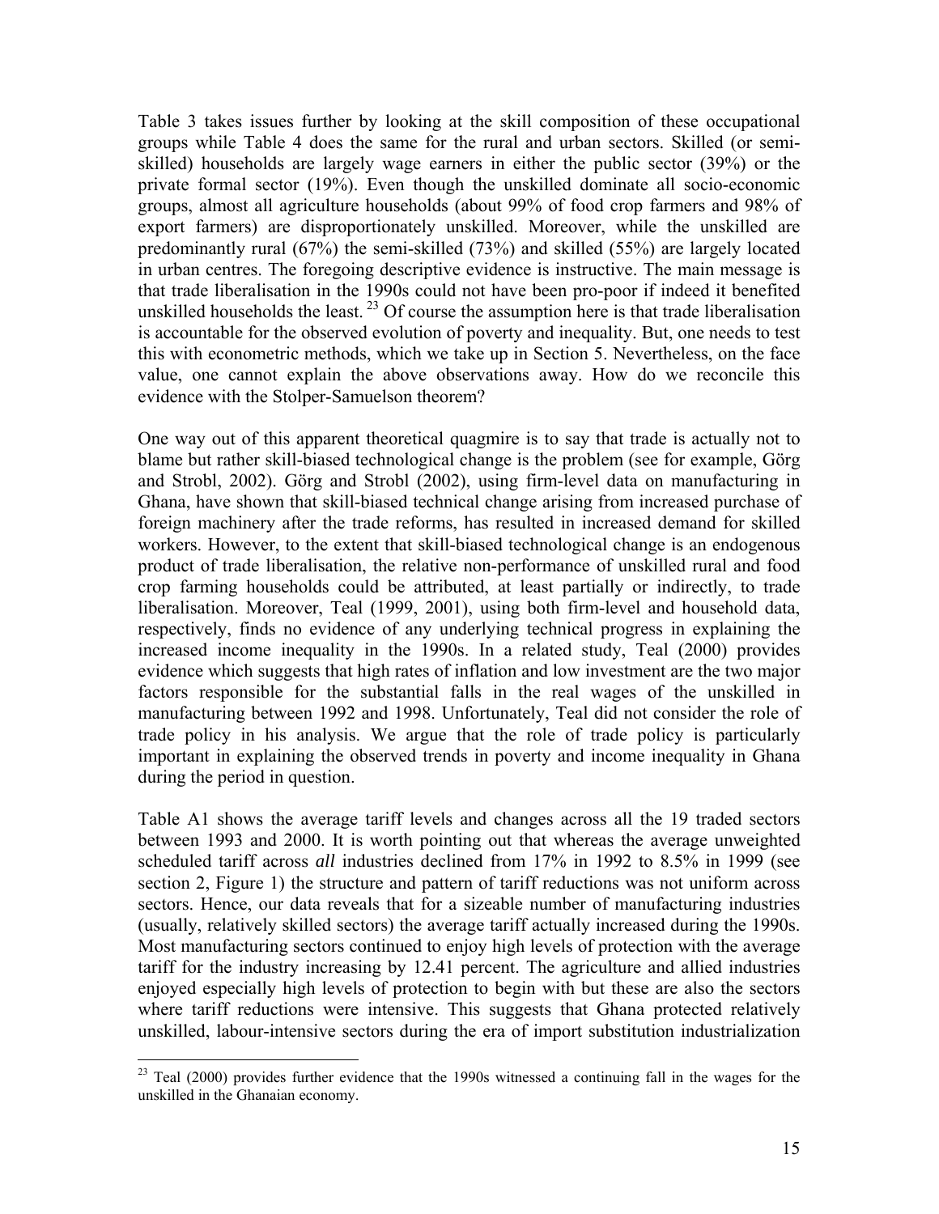Table 3 takes issues further by looking at the skill composition of these occupational groups while Table 4 does the same for the rural and urban sectors. Skilled (or semi-skilled) households are largely wage earners in either the public sector (39%) or the private formal sector (19%). Even though the unskilled dominate all socio-economic groups, almost all agriculture households (about 99% of food crop farmers and 98% of export farmers) are disproportionately unskilled. Moreover, while the unskilled are predominantly rural (67%) the semi-skilled (73%) and skilled (55%) are largely located in urban centres. The foregoing descriptive evidence is instructive. The main message is that trade liberalisation in the 1990s could not have been pro-poor if indeed it benefited unskilled households the least. [23] Of course the assumption here is that trade liberalisation is accountable for the observed evolution of poverty and inequality. But, one needs to test this with econometric methods, which we take up in Section 5. Nevertheless, on the face value, one cannot explain the above observations away. How do we reconcile this evidence with the Stolper-Samuelson theorem?

One way out of this apparent theoretical quagmire is to say that trade is actually not to blame but rather skill-biased technological change is the problem (see for example, Görg and Strobl, 2002). Görg and Strobl (2002), using firm-level data on manufacturing in Ghana, have shown that skill-biased technical change arising from increased purchase of foreign machinery after the trade reforms, has resulted in increased demand for skilled workers. However, to the extent that skill-biased technological change is an endogenous product of trade liberalisation, the relative non-performance of unskilled rural and food crop farming households could be attributed, at least partially or indirectly, to trade liberalisation. Moreover, Teal (1999, 2001), using both firm-level and household data, respectively, finds no evidence of any underlying technical progress in explaining the increased income inequality in the 1990s. In a related study, Teal (2000) provides evidence which suggests that high rates of inflation and low investment are the two major factors responsible for the substantial falls in the real wages of the unskilled in manufacturing between 1992 and 1998. Unfortunately, Teal did not consider the role of trade policy in his analysis. We argue that the role of trade policy is particularly important in explaining the observed trends in poverty and income inequality in Ghana during the period in question.

Table A1 shows the average tariff levels and changes across all the 19 traded sectors between 1993 and 2000. It is worth pointing out that whereas the average unweighted scheduled tariff across *all* industries declined from 17% in 1992 to 8.5% in 1999 (see section 2, Figure 1) the structure and pattern of tariff reductions was not uniform across sectors. Hence, our data reveals that for a sizeable number of manufacturing industries (usually, relatively skilled sectors) the average tariff actually increased during the 1990s. Most manufacturing sectors continued to enjoy high levels of protection with the average tariff for the industry increasing by 12.41 percent. The agriculture and allied industries enjoyed especially high levels of protection to begin with but these are also the sectors where tariff reductions were intensive. This suggests that Ghana protected relatively unskilled, labour-intensive sectors during the era of import substitution industrialization

[23] Teal (2000) provides further evidence that the 1990s witnessed a continuing fall in the wages for the unskilled in the Ghanaian economy.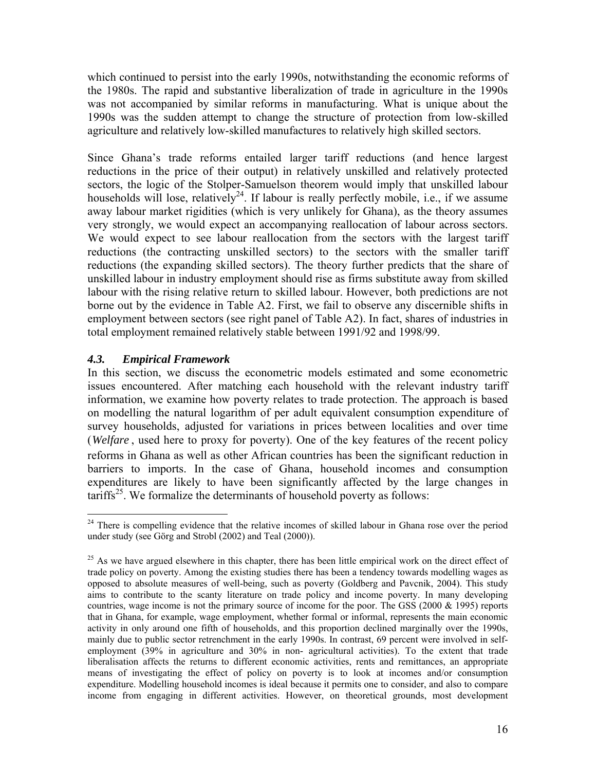which continued to persist into the early 1990s, notwithstanding the economic reforms of the 1980s. The rapid and substantive liberalization of trade in agriculture in the 1990s was not accompanied by similar reforms in manufacturing. What is unique about the 1990s was the sudden attempt to change the structure of protection from low-skilled agriculture and relatively low-skilled manufactures to relatively high skilled sectors.

Since Ghana's trade reforms entailed larger tariff reductions (and hence largest reductions in the price of their output) in relatively unskilled and relatively protected sectors, the logic of the Stolper-Samuelson theorem would imply that unskilled labour households will lose, relatively[24]. If labour is really perfectly mobile, i.e., if we assume away labour market rigidities (which is very unlikely for Ghana), as the theory assumes very strongly, we would expect an accompanying reallocation of labour across sectors. We would expect to see labour reallocation from the sectors with the largest tariff reductions (the contracting unskilled sectors) to the sectors with the smaller tariff reductions (the expanding skilled sectors). The theory further predicts that the share of unskilled labour in industry employment should rise as firms substitute away from skilled labour with the rising relative return to skilled labour. However, both predictions are not borne out by the evidence in Table A2. First, we fail to observe any discernible shifts in employment between sectors (see right panel of Table A2). In fact, shares of industries in total employment remained relatively stable between 1991/92 and 1998/99.

### *4.3. Empirical Framework*

In this section, we discuss the econometric models estimated and some econometric issues encountered. After matching each household with the relevant industry tariff information, we examine how poverty relates to trade protection. The approach is based on modelling the natural logarithm of per adult equivalent consumption expenditure of survey households, adjusted for variations in prices between localities and over time (*Welfare*, used here to proxy for poverty). One of the key features of the recent policy reforms in Ghana as well as other African countries has been the significant reduction in barriers to imports. In the case of Ghana, household incomes and consumption expenditures are likely to have been significantly affected by the large changes in tariffs[25]. We formalize the determinants of household poverty as follows:

---

[24] There is compelling evidence that the relative incomes of skilled labour in Ghana rose over the period under study (see Görg and Strobl (2002) and Teal (2000)).

[25] As we have argued elsewhere in this chapter, there has been little empirical work on the direct effect of trade policy on poverty. Among the existing studies there has been a tendency towards modelling wages as opposed to absolute measures of well-being, such as poverty (Goldberg and Pavcnik, 2004). This study aims to contribute to the scanty literature on trade policy and income poverty. In many developing countries, wage income is not the primary source of income for the poor. The GSS (2000 & 1995) reports that in Ghana, for example, wage employment, whether formal or informal, represents the main economic activity in only around one fifth of households, and this proportion declined marginally over the 1990s, mainly due to public sector retrenchment in the early 1990s. In contrast, 69 percent were involved in self-employment (39% in agriculture and 30% in non- agricultural activities). To the extent that trade liberalisation affects the returns to different economic activities, rents and remittances, an appropriate means of investigating the effect of policy on poverty is to look at incomes and/or consumption expenditure. Modelling household incomes is ideal because it permits one to consider, and also to compare income from engaging in different activities. However, on theoretical grounds, most development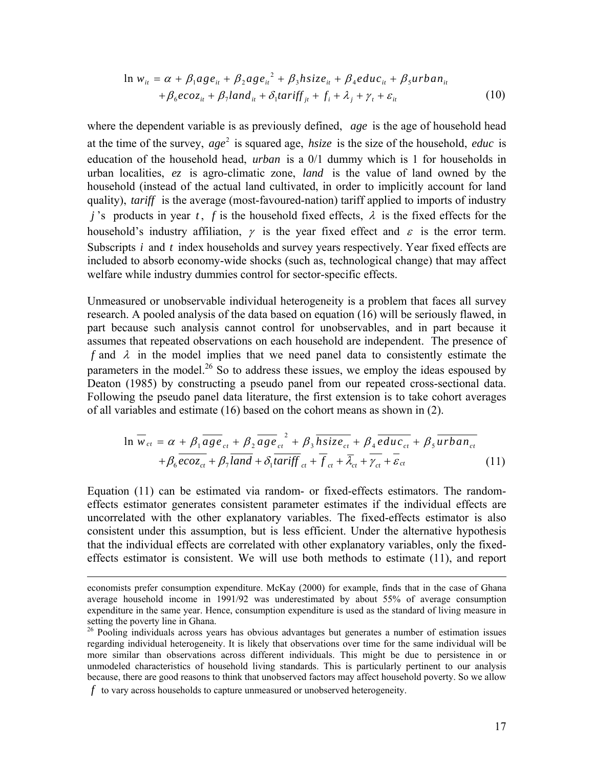$$\ln w_{it} = \alpha + \beta_1 age_{it} + \beta_2 age_{it}^{\,2} + \beta_3 hsize_{it} + \beta_4 educ_{it} + \beta_5 urban_{it} + \beta_6 ecoz_{it} + \beta_7 land_{it} + \delta_1 tariff_{jt} + f_i + \lambda_j + \gamma_t + \varepsilon_{it} \qquad (10)$$

where the dependent variable is as previously defined, *age* is the age of household head at the time of the survey, $age^2$ is squared age, *hsize* is the size of the household, *educ* is education of the household head, *urban* is a 0/1 dummy which is 1 for households in urban localities, *ez* is agro-climatic zone, *land* is the value of land owned by the household (instead of the actual land cultivated, in order to implicitly account for land quality), *tariff* is the average (most-favoured-nation) tariff applied to imports of industry $j$'s products in year $t$, $f$ is the household fixed effects, $\lambda$ is the fixed effects for the household's industry affiliation, $\gamma$ is the year fixed effect and $\varepsilon$ is the error term. Subscripts $i$ and $t$ index households and survey years respectively. Year fixed effects are included to absorb economy-wide shocks (such as, technological change) that may affect welfare while industry dummies control for sector-specific effects.

Unmeasured or unobservable individual heterogeneity is a problem that faces all survey research. A pooled analysis of the data based on equation (16) will be seriously flawed, in part because such analysis cannot control for unobservables, and in part because it assumes that repeated observations on each household are independent. The presence of $f$ and $\lambda$ in the model implies that we need panel data to consistently estimate the parameters in the model.[26] So to address these issues, we employ the ideas espoused by Deaton (1985) by constructing a pseudo panel from our repeated cross-sectional data. Following the pseudo panel data literature, the first extension is to take cohort averages of all variables and estimate (16) based on the cohort means as shown in (2).

$$\ln \overline{w}_{ct} = \alpha + \beta_1 \overline{age}_{ct} + \beta_2 \overline{age}_{ct}^{\,2} + \beta_3 \overline{hsize}_{ct} + \beta_4 \overline{educ}_{ct} + \beta_5 \overline{urban}_{ct} + \beta_6 \overline{ecoz}_{ct} + \beta_7 \overline{land} + \delta_1 \overline{tariff}_{ct} + \overline{f}_{ct} + \overline{\lambda}_{ct} + \overline{\gamma}_{ct} + \overline{\varepsilon}_{ct} \qquad (11)$$

Equation (11) can be estimated via random- or fixed-effects estimators. The random-effects estimator generates consistent parameter estimates if the individual effects are uncorrelated with the other explanatory variables. The fixed-effects estimator is also consistent under this assumption, but is less efficient. Under the alternative hypothesis that the individual effects are correlated with other explanatory variables, only the fixed-effects estimator is consistent. We will use both methods to estimate (11), and report

---

economists prefer consumption expenditure. McKay (2000) for example, finds that in the case of Ghana average household income in 1991/92 was underestimated by about 55% of average consumption expenditure in the same year. Hence, consumption expenditure is used as the standard of living measure in setting the poverty line in Ghana.

[26] Pooling individuals across years has obvious advantages but generates a number of estimation issues regarding individual heterogeneity. It is likely that observations over time for the same individual will be more similar than observations across different individuals. This might be due to persistence in or unmodeled characteristics of household living standards. This is particularly pertinent to our analysis because, there are good reasons to think that unobserved factors may affect household poverty. So we allow $f$ to vary across households to capture unmeasured or unobserved heterogeneity.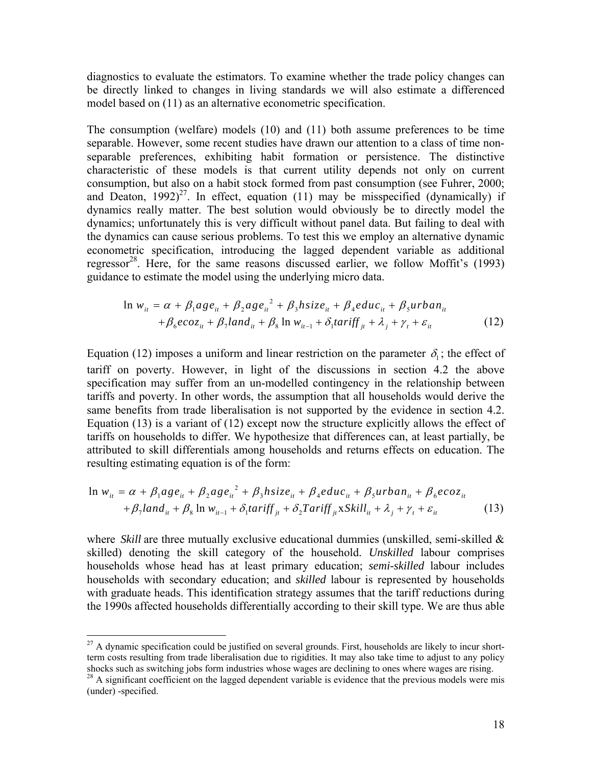diagnostics to evaluate the estimators. To examine whether the trade policy changes can be directly linked to changes in living standards we will also estimate a differenced model based on (11) as an alternative econometric specification.

The consumption (welfare) models (10) and (11) both assume preferences to be time separable. However, some recent studies have drawn our attention to a class of time non-separable preferences, exhibiting habit formation or persistence. The distinctive characteristic of these models is that current utility depends not only on current consumption, but also on a habit stock formed from past consumption (see Fuhrer, 2000; and Deaton, 1992)[27]. In effect, equation (11) may be misspecified (dynamically) if dynamics really matter. The best solution would obviously be to directly model the dynamics; unfortunately this is very difficult without panel data. But failing to deal with the dynamics can cause serious problems. To test this we employ an alternative dynamic econometric specification, introducing the lagged dependent variable as additional regressor[28]. Here, for the same reasons discussed earlier, we follow Moffit's (1993) guidance to estimate the model using the underlying micro data.

$$
\begin{aligned}
\ln w_{it} = \alpha &+ \beta_1 age_{it} + \beta_2 age_{it}^2 + \beta_3 hsize_{it} + \beta_4 educ_{it} + \beta_5 urban_{it} \\
&+ \beta_6 ecoz_{it} + \beta_7 land_{it} + \beta_8 \ln w_{it-1} + \delta_1 tariff_{jt} + \lambda_j + \gamma_t + \varepsilon_{it} \qquad (12)
\end{aligned}
$$

Equation (12) imposes a uniform and linear restriction on the parameter $\delta_1$; the effect of tariff on poverty. However, in light of the discussions in section 4.2 the above specification may suffer from an un-modelled contingency in the relationship between tariffs and poverty. In other words, the assumption that all households would derive the same benefits from trade liberalisation is not supported by the evidence in section 4.2. Equation (13) is a variant of (12) except now the structure explicitly allows the effect of tariffs on households to differ. We hypothesize that differences can, at least partially, be attributed to skill differentials among households and returns effects on education. The resulting estimating equation is of the form:

$$
\begin{aligned}
\ln w_{it} = \alpha &+ \beta_1 age_{it} + \beta_2 age_{it}^2 + \beta_3 hsize_{it} + \beta_4 educ_{it} + \beta_5 urban_{it} + \beta_6 ecoz_{it} \\
&+ \beta_7 land_{it} + \beta_8 \ln w_{it-1} + \delta_1 tariff_{jt} + \delta_2 Tariff_{jt} \text{x} Skill_{it} + \lambda_j + \gamma_t + \varepsilon_{it} \qquad (13)
\end{aligned}
$$

where *Skill* are three mutually exclusive educational dummies (unskilled, semi-skilled & skilled) denoting the skill category of the household. *Unskilled* labour comprises households whose head has at least primary education; *semi-skilled* labour includes households with secondary education; and *skilled* labour is represented by households with graduate heads. This identification strategy assumes that the tariff reductions during the 1990s affected households differentially according to their skill type. We are thus able

---

[27] A dynamic specification could be justified on several grounds. First, households are likely to incur short-term costs resulting from trade liberalisation due to rigidities. It may also take time to adjust to any policy shocks such as switching jobs form industries whose wages are declining to ones where wages are rising.

[28] A significant coefficient on the lagged dependent variable is evidence that the previous models were mis (under) -specified.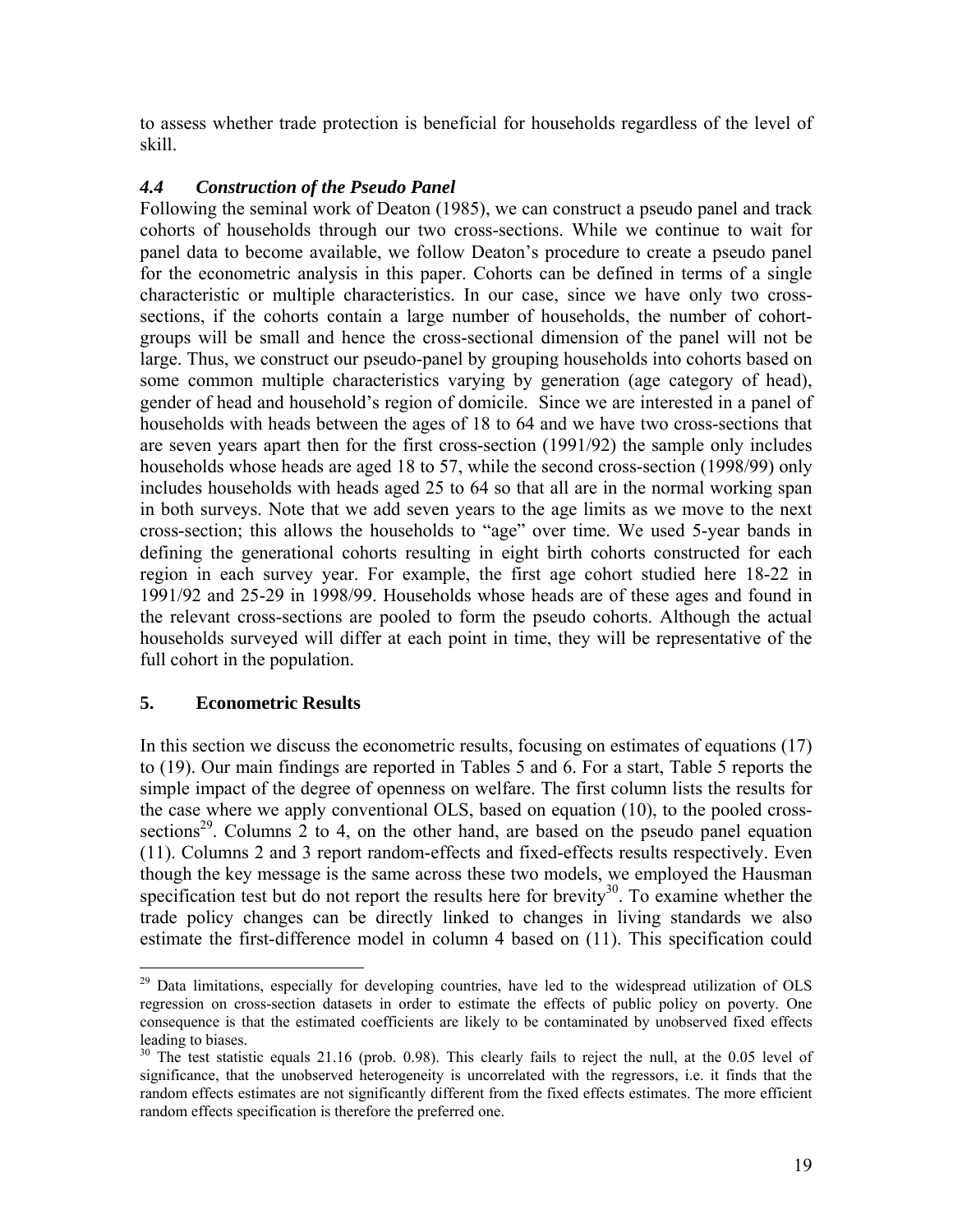to assess whether trade protection is beneficial for households regardless of the level of skill.

### *4.4 Construction of the Pseudo Panel*

Following the seminal work of Deaton (1985), we can construct a pseudo panel and track cohorts of households through our two cross-sections. While we continue to wait for panel data to become available, we follow Deaton's procedure to create a pseudo panel for the econometric analysis in this paper. Cohorts can be defined in terms of a single characteristic or multiple characteristics. In our case, since we have only two cross-sections, if the cohorts contain a large number of households, the number of cohort-groups will be small and hence the cross-sectional dimension of the panel will not be large. Thus, we construct our pseudo-panel by grouping households into cohorts based on some common multiple characteristics varying by generation (age category of head), gender of head and household's region of domicile. Since we are interested in a panel of households with heads between the ages of 18 to 64 and we have two cross-sections that are seven years apart then for the first cross-section (1991/92) the sample only includes households whose heads are aged 18 to 57, while the second cross-section (1998/99) only includes households with heads aged 25 to 64 so that all are in the normal working span in both surveys. Note that we add seven years to the age limits as we move to the next cross-section; this allows the households to "age" over time. We used 5-year bands in defining the generational cohorts resulting in eight birth cohorts constructed for each region in each survey year. For example, the first age cohort studied here 18-22 in 1991/92 and 25-29 in 1998/99. Households whose heads are of these ages and found in the relevant cross-sections are pooled to form the pseudo cohorts. Although the actual households surveyed will differ at each point in time, they will be representative of the full cohort in the population.

## 5. Econometric Results

In this section we discuss the econometric results, focusing on estimates of equations (17) to (19). Our main findings are reported in Tables 5 and 6. For a start, Table 5 reports the simple impact of the degree of openness on welfare. The first column lists the results for the case where we apply conventional OLS, based on equation (10), to the pooled cross-sections[29]. Columns 2 to 4, on the other hand, are based on the pseudo panel equation (11). Columns 2 and 3 report random-effects and fixed-effects results respectively. Even though the key message is the same across these two models, we employed the Hausman specification test but do not report the results here for brevity[30]. To examine whether the trade policy changes can be directly linked to changes in living standards we also estimate the first-difference model in column 4 based on (11). This specification could

[29] Data limitations, especially for developing countries, have led to the widespread utilization of OLS regression on cross-section datasets in order to estimate the effects of public policy on poverty. One consequence is that the estimated coefficients are likely to be contaminated by unobserved fixed effects leading to biases.

[30] The test statistic equals 21.16 (prob. 0.98). This clearly fails to reject the null, at the 0.05 level of significance, that the unobserved heterogeneity is uncorrelated with the regressors, i.e. it finds that the random effects estimates are not significantly different from the fixed effects estimates. The more efficient random effects specification is therefore the preferred one.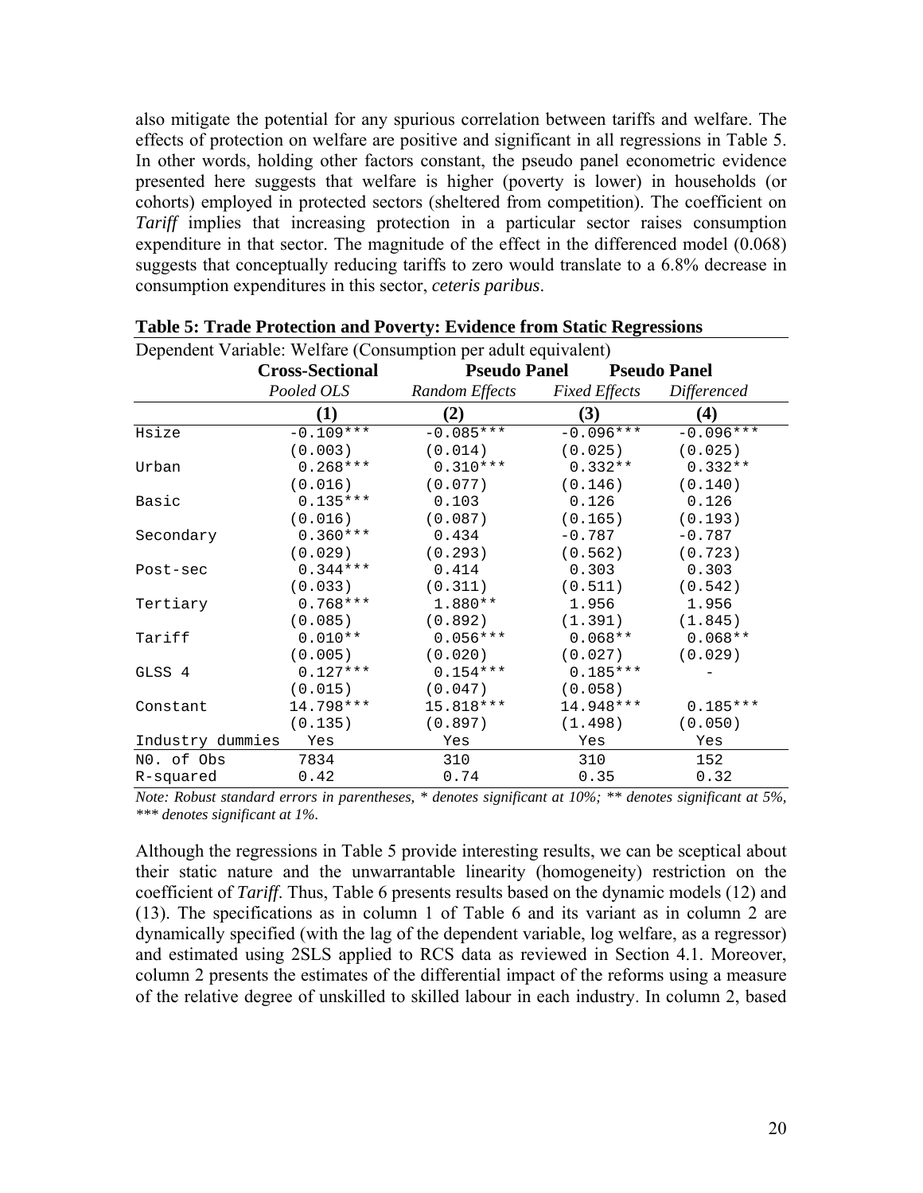also mitigate the potential for any spurious correlation between tariffs and welfare. The effects of protection on welfare are positive and significant in all regressions in Table 5. In other words, holding other factors constant, the pseudo panel econometric evidence presented here suggests that welfare is higher (poverty is lower) in households (or cohorts) employed in protected sectors (sheltered from competition). The coefficient on *Tariff* implies that increasing protection in a particular sector raises consumption expenditure in that sector. The magnitude of the effect in the differenced model (0.068) suggests that conceptually reducing tariffs to zero would translate to a 6.8% decrease in consumption expenditures in this sector, *ceteris paribus*.

**Table 5: Trade Protection and Poverty: Evidence from Static Regressions**

Dependent Variable: Welfare (Consumption per adult equivalent)

| | **Cross-Sectional** | **Pseudo Panel** | **Pseudo Panel** | |
|---|---|---|---|---|
| | *Pooled OLS* | *Random Effects* | *Fixed Effects* | *Differenced* |
| | **(1)** | **(2)** | **(3)** | **(4)** |
| Hsize | -0.109*** | -0.085*** | -0.096*** | -0.096*** |
| | (0.003) | (0.014) | (0.025) | (0.025) |
| Urban | 0.268*** | 0.310*** | 0.332** | 0.332** |
| | (0.016) | (0.077) | (0.146) | (0.140) |
| Basic | 0.135*** | 0.103 | 0.126 | 0.126 |
| | (0.016) | (0.087) | (0.165) | (0.193) |
| Secondary | 0.360*** | 0.434 | -0.787 | -0.787 |
| | (0.029) | (0.293) | (0.562) | (0.723) |
| Post-sec | 0.344*** | 0.414 | 0.303 | 0.303 |
| | (0.033) | (0.311) | (0.511) | (0.542) |
| Tertiary | 0.768*** | 1.880** | 1.956 | 1.956 |
| | (0.085) | (0.892) | (1.391) | (1.845) |
| Tariff | 0.010** | 0.056*** | 0.068** | 0.068** |
| | (0.005) | (0.020) | (0.027) | (0.029) |
| GLSS 4 | 0.127*** | 0.154*** | 0.185*** | - |
| | (0.015) | (0.047) | (0.058) | |
| Constant | 14.798*** | 15.818*** | 14.948*** | 0.185*** |
| | (0.135) | (0.897) | (1.498) | (0.050) |
| Industry dummies | Yes | Yes | Yes | Yes |
| N0. of Obs | 7834 | 310 | 310 | 152 |
| R-squared | 0.42 | 0.74 | 0.35 | 0.32 |

*Note: Robust standard errors in parentheses, \* denotes significant at 10%; \*\* denotes significant at 5%, \*\*\* denotes significant at 1%.*

Although the regressions in Table 5 provide interesting results, we can be sceptical about their static nature and the unwarrantable linearity (homogeneity) restriction on the coefficient of *Tariff*. Thus, Table 6 presents results based on the dynamic models (12) and (13). The specifications as in column 1 of Table 6 and its variant as in column 2 are dynamically specified (with the lag of the dependent variable, log welfare, as a regressor) and estimated using 2SLS applied to RCS data as reviewed in Section 4.1. Moreover, column 2 presents the estimates of the differential impact of the reforms using a measure of the relative degree of unskilled to skilled labour in each industry. In column 2, based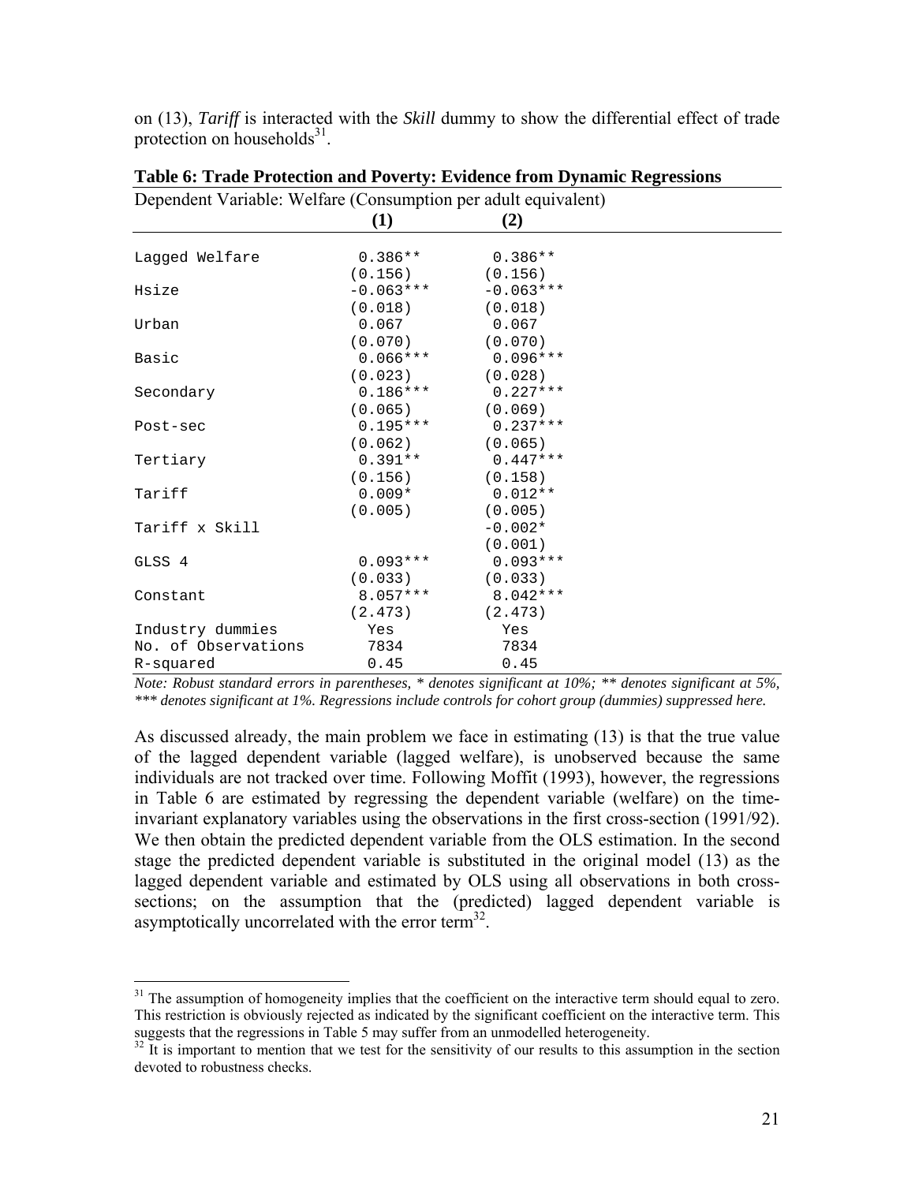on (13), *Tariff* is interacted with the *Skill* dummy to show the differential effect of trade protection on households[31].

**Table 6: Trade Protection and Poverty: Evidence from Dynamic Regressions**

Dependent Variable: Welfare (Consumption per adult equivalent)

| | (1) | (2) |
|---|---|---|
| Lagged Welfare | 0.386** | 0.386** |
| | (0.156) | (0.156) |
| Hsize | -0.063*** | -0.063*** |
| | (0.018) | (0.018) |
| Urban | 0.067 | 0.067 |
| | (0.070) | (0.070) |
| Basic | 0.066*** | 0.096*** |
| | (0.023) | (0.028) |
| Secondary | 0.186*** | 0.227*** |
| | (0.065) | (0.069) |
| Post-sec | 0.195*** | 0.237*** |
| | (0.062) | (0.065) |
| Tertiary | 0.391** | 0.447*** |
| | (0.156) | (0.158) |
| Tariff | 0.009* | 0.012** |
| | (0.005) | (0.005) |
| Tariff x Skill | | -0.002* |
| | | (0.001) |
| GLSS 4 | 0.093*** | 0.093*** |
| | (0.033) | (0.033) |
| Constant | 8.057*** | 8.042*** |
| | (2.473) | (2.473) |
| Industry dummies | Yes | Yes |
| No. of Observations | 7834 | 7834 |
| R-squared | 0.45 | 0.45 |

*Note: Robust standard errors in parentheses, * denotes significant at 10%; ** denotes significant at 5%, *** denotes significant at 1%. Regressions include controls for cohort group (dummies) suppressed here.*

As discussed already, the main problem we face in estimating (13) is that the true value of the lagged dependent variable (lagged welfare), is unobserved because the same individuals are not tracked over time. Following Moffit (1993), however, the regressions in Table 6 are estimated by regressing the dependent variable (welfare) on the time-invariant explanatory variables using the observations in the first cross-section (1991/92). We then obtain the predicted dependent variable from the OLS estimation. In the second stage the predicted dependent variable is substituted in the original model (13) as the lagged dependent variable and estimated by OLS using all observations in both cross-sections; on the assumption that the (predicted) lagged dependent variable is asymptotically uncorrelated with the error term[32].

[31] The assumption of homogeneity implies that the coefficient on the interactive term should equal to zero. This restriction is obviously rejected as indicated by the significant coefficient on the interactive term. This suggests that the regressions in Table 5 may suffer from an unmodelled heterogeneity.

[32] It is important to mention that we test for the sensitivity of our results to this assumption in the section devoted to robustness checks.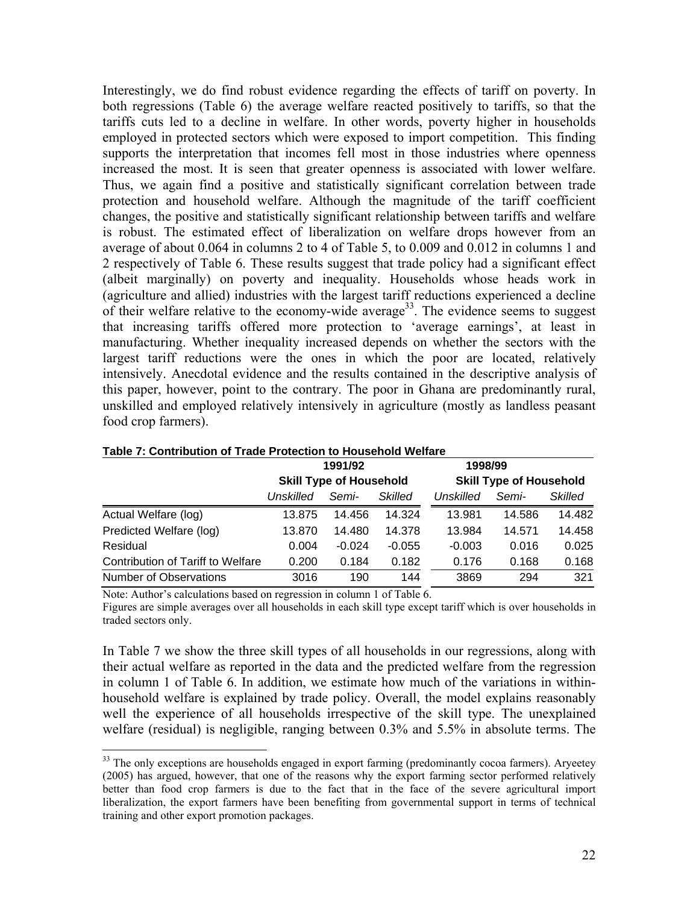Interestingly, we do find robust evidence regarding the effects of tariff on poverty. In both regressions (Table 6) the average welfare reacted positively to tariffs, so that the tariffs cuts led to a decline in welfare. In other words, poverty higher in households employed in protected sectors which were exposed to import competition. This finding supports the interpretation that incomes fell most in those industries where openness increased the most. It is seen that greater openness is associated with lower welfare. Thus, we again find a positive and statistically significant correlation between trade protection and household welfare. Although the magnitude of the tariff coefficient changes, the positive and statistically significant relationship between tariffs and welfare is robust. The estimated effect of liberalization on welfare drops however from an average of about 0.064 in columns 2 to 4 of Table 5, to 0.009 and 0.012 in columns 1 and 2 respectively of Table 6. These results suggest that trade policy had a significant effect (albeit marginally) on poverty and inequality. Households whose heads work in (agriculture and allied) industries with the largest tariff reductions experienced a decline of their welfare relative to the economy-wide average[33]. The evidence seems to suggest that increasing tariffs offered more protection to 'average earnings', at least in manufacturing. Whether inequality increased depends on whether the sectors with the largest tariff reductions were the ones in which the poor are located, relatively intensively. Anecdotal evidence and the results contained in the descriptive analysis of this paper, however, point to the contrary. The poor in Ghana are predominantly rural, unskilled and employed relatively intensively in agriculture (mostly as landless peasant food crop farmers).

**Table 7: Contribution of Trade Protection to Household Welfare**

| | 1991/92 | | | 1998/99 | | |
|---|---|---|---|---|---|---|
| | Skill Type of Household | | | Skill Type of Household | | |
| | *Unskilled* | *Semi-* | *Skilled* | *Unskilled* | *Semi-* | *Skilled* |
| Actual Welfare (log) | 13.875 | 14.456 | 14.324 | 13.981 | 14.586 | 14.482 |
| Predicted Welfare (log) | 13.870 | 14.480 | 14.378 | 13.984 | 14.571 | 14.458 |
| Residual | 0.004 | -0.024 | -0.055 | -0.003 | 0.016 | 0.025 |
| Contribution of Tariff to Welfare | 0.200 | 0.184 | 0.182 | 0.176 | 0.168 | 0.168 |
| Number of Observations | 3016 | 190 | 144 | 3869 | 294 | 321 |

Note: Author's calculations based on regression in column 1 of Table 6.
Figures are simple averages over all households in each skill type except tariff which is over households in traded sectors only.

In Table 7 we show the three skill types of all households in our regressions, along with their actual welfare as reported in the data and the predicted welfare from the regression in column 1 of Table 6. In addition, we estimate how much of the variations in within-household welfare is explained by trade policy. Overall, the model explains reasonably well the experience of all households irrespective of the skill type. The unexplained welfare (residual) is negligible, ranging between 0.3% and 5.5% in absolute terms. The

[33] The only exceptions are households engaged in export farming (predominantly cocoa farmers). Aryeetey (2005) has argued, however, that one of the reasons why the export farming sector performed relatively better than food crop farmers is due to the fact that in the face of the severe agricultural import liberalization, the export farmers have been benefiting from governmental support in terms of technical training and other export promotion packages.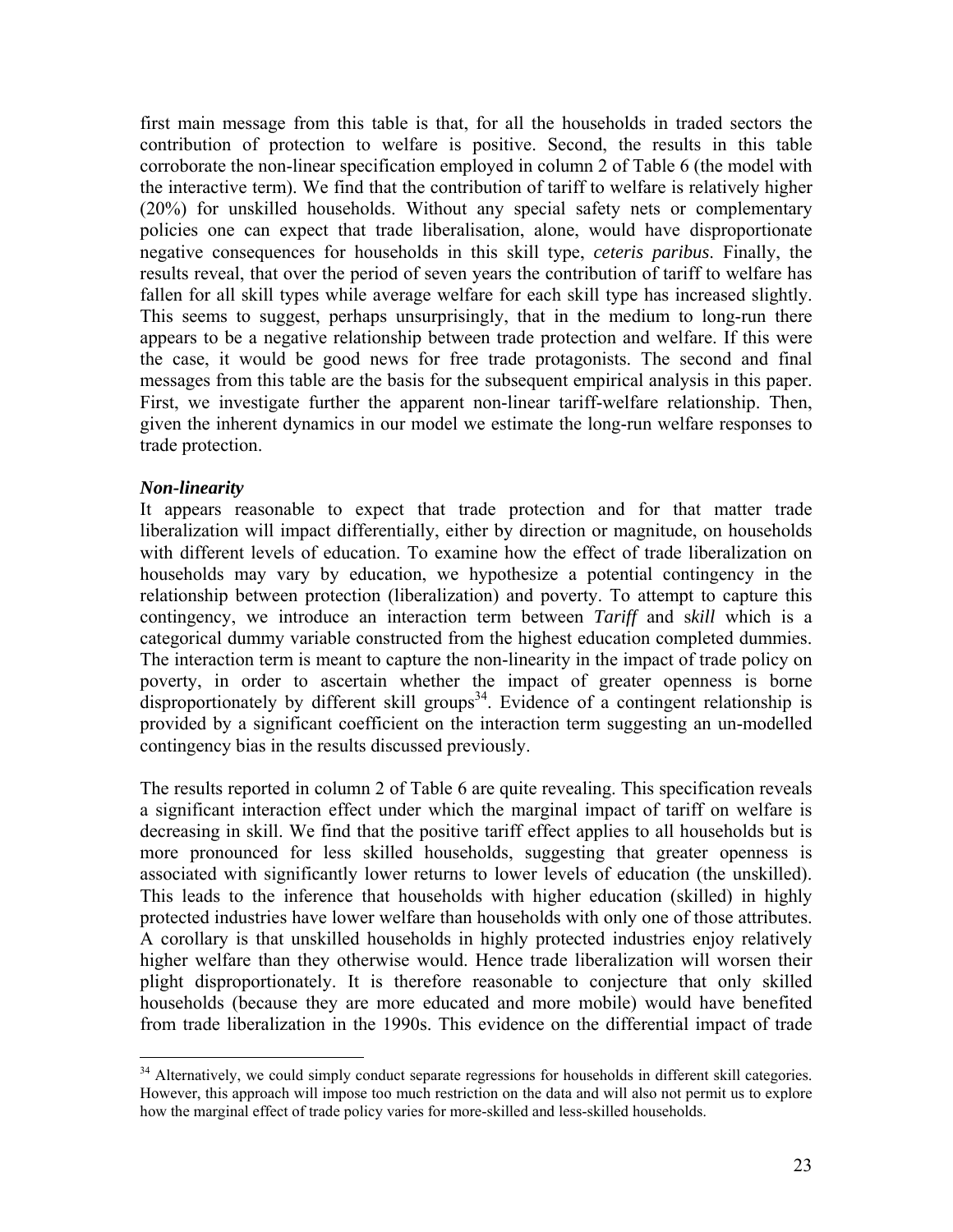first main message from this table is that, for all the households in traded sectors the contribution of protection to welfare is positive. Second, the results in this table corroborate the non-linear specification employed in column 2 of Table 6 (the model with the interactive term). We find that the contribution of tariff to welfare is relatively higher (20%) for unskilled households. Without any special safety nets or complementary policies one can expect that trade liberalisation, alone, would have disproportionate negative consequences for households in this skill type, *ceteris paribus*. Finally, the results reveal, that over the period of seven years the contribution of tariff to welfare has fallen for all skill types while average welfare for each skill type has increased slightly. This seems to suggest, perhaps unsurprisingly, that in the medium to long-run there appears to be a negative relationship between trade protection and welfare. If this were the case, it would be good news for free trade protagonists. The second and final messages from this table are the basis for the subsequent empirical analysis in this paper. First, we investigate further the apparent non-linear tariff-welfare relationship. Then, given the inherent dynamics in our model we estimate the long-run welfare responses to trade protection.

***Non-linearity***

It appears reasonable to expect that trade protection and for that matter trade liberalization will impact differentially, either by direction or magnitude, on households with different levels of education. To examine how the effect of trade liberalization on households may vary by education, we hypothesize a potential contingency in the relationship between protection (liberalization) and poverty. To attempt to capture this contingency, we introduce an interaction term between ***Tariff*** and *skill* which is a categorical dummy variable constructed from the highest education completed dummies. The interaction term is meant to capture the non-linearity in the impact of trade policy on poverty, in order to ascertain whether the impact of greater openness is borne disproportionately by different skill groups[34]. Evidence of a contingent relationship is provided by a significant coefficient on the interaction term suggesting an un-modelled contingency bias in the results discussed previously.

The results reported in column 2 of Table 6 are quite revealing. This specification reveals a significant interaction effect under which the marginal impact of tariff on welfare is decreasing in skill. We find that the positive tariff effect applies to all households but is more pronounced for less skilled households, suggesting that greater openness is associated with significantly lower returns to lower levels of education (the unskilled). This leads to the inference that households with higher education (skilled) in highly protected industries have lower welfare than households with only one of those attributes. A corollary is that unskilled households in highly protected industries enjoy relatively higher welfare than they otherwise would. Hence trade liberalization will worsen their plight disproportionately. It is therefore reasonable to conjecture that only skilled households (because they are more educated and more mobile) would have benefited from trade liberalization in the 1990s. This evidence on the differential impact of trade

---

[34] Alternatively, we could simply conduct separate regressions for households in different skill categories. However, this approach will impose too much restriction on the data and will also not permit us to explore how the marginal effect of trade policy varies for more-skilled and less-skilled households.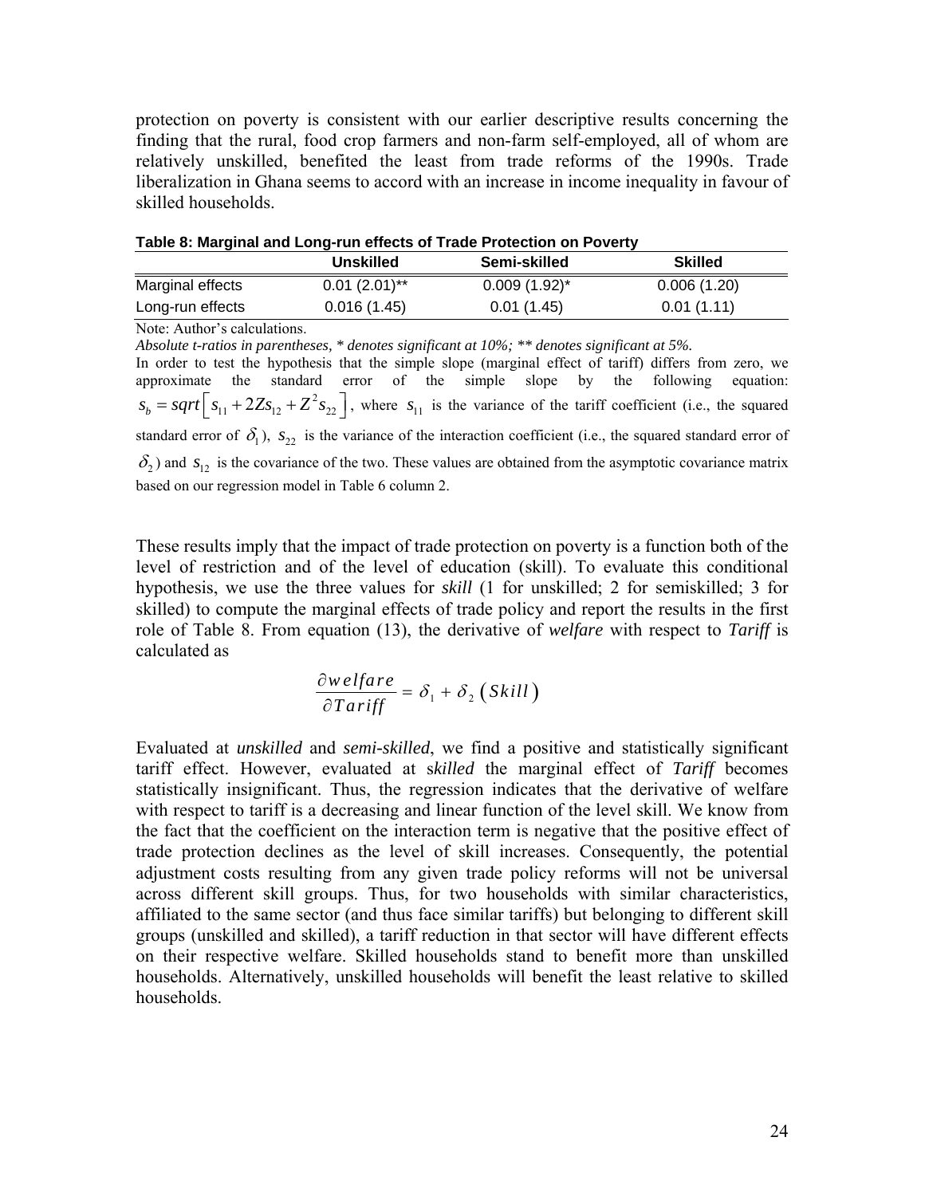protection on poverty is consistent with our earlier descriptive results concerning the finding that the rural, food crop farmers and non-farm self-employed, all of whom are relatively unskilled, benefited the least from trade reforms of the 1990s. Trade liberalization in Ghana seems to accord with an increase in income inequality in favour of skilled households.

**Table 8: Marginal and Long-run effects of Trade Protection on Poverty**

| | Unskilled | Semi-skilled | Skilled |
|---|---|---|---|
| Marginal effects | 0.01 (2.01)** | 0.009 (1.92)* | 0.006 (1.20) |
| Long-run effects | 0.016 (1.45) | 0.01 (1.45) | 0.01 (1.11) |

Note: Author's calculations.

*Absolute t-ratios in parentheses, * denotes significant at 10%; ** denotes significant at 5%.*

In order to test the hypothesis that the simple slope (marginal effect of tariff) differs from zero, we approximate the standard error of the simple slope by the following equation: $s_b = sqrt\left[ s_{11} + 2Zs_{12} + Z^2 s_{22} \right]$, where $s_{11}$ is the variance of the tariff coefficient (i.e., the squared standard error of $\delta_1$), $s_{22}$ is the variance of the interaction coefficient (i.e., the squared standard error of $\delta_2$) and $s_{12}$ is the covariance of the two. These values are obtained from the asymptotic covariance matrix based on our regression model in Table 6 column 2.

These results imply that the impact of trade protection on poverty is a function both of the level of restriction and of the level of education (skill). To evaluate this conditional hypothesis, we use the three values for *skill* (1 for unskilled; 2 for semiskilled; 3 for skilled) to compute the marginal effects of trade policy and report the results in the first role of Table 8. From equation (13), the derivative of *welfare* with respect to *Tariff* is calculated as

$$\frac{\partial welfare}{\partial Tariff} = \delta_1 + \delta_2 \left( Skill \right)$$

Evaluated at *unskilled* and *semi-skilled*, we find a positive and statistically significant tariff effect. However, evaluated at s*killed* the marginal effect of *Tariff* becomes statistically insignificant. Thus, the regression indicates that the derivative of welfare with respect to tariff is a decreasing and linear function of the level skill. We know from the fact that the coefficient on the interaction term is negative that the positive effect of trade protection declines as the level of skill increases. Consequently, the potential adjustment costs resulting from any given trade policy reforms will not be universal across different skill groups. Thus, for two households with similar characteristics, affiliated to the same sector (and thus face similar tariffs) but belonging to different skill groups (unskilled and skilled), a tariff reduction in that sector will have different effects on their respective welfare. Skilled households stand to benefit more than unskilled households. Alternatively, unskilled households will benefit the least relative to skilled households.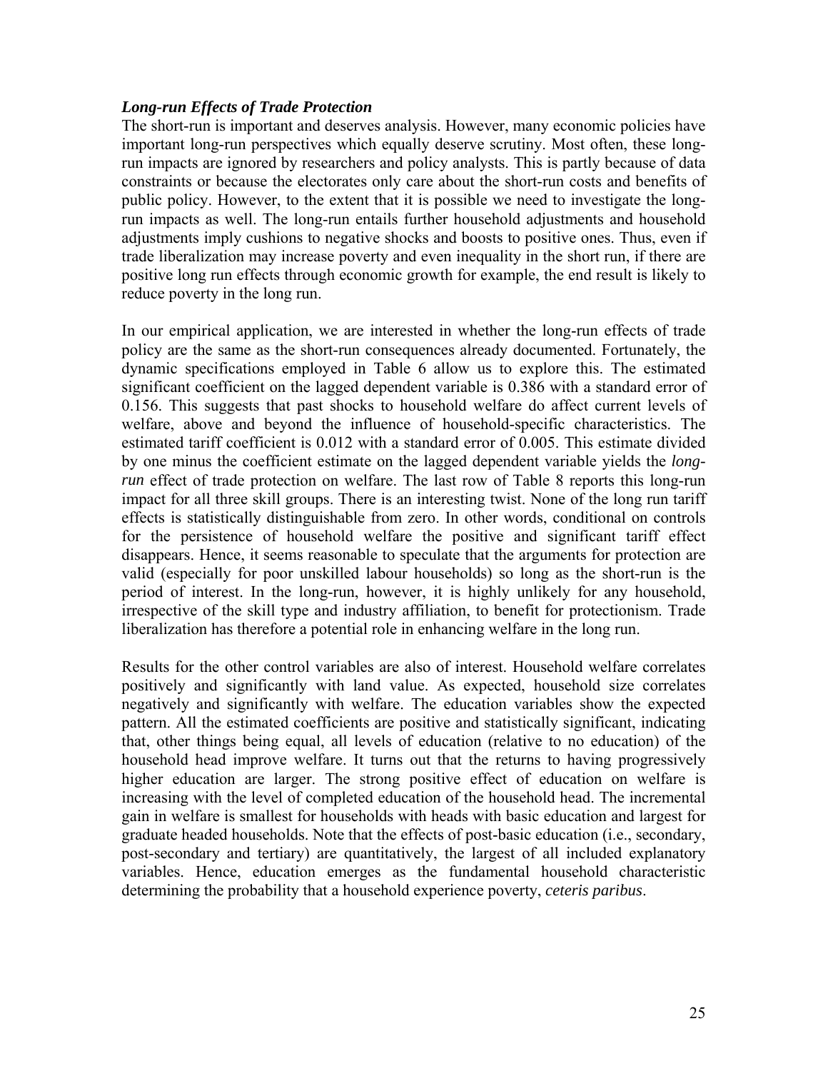***Long-run Effects of Trade Protection***

The short-run is important and deserves analysis. However, many economic policies have important long-run perspectives which equally deserve scrutiny. Most often, these long-run impacts are ignored by researchers and policy analysts. This is partly because of data constraints or because the electorates only care about the short-run costs and benefits of public policy. However, to the extent that it is possible we need to investigate the long-run impacts as well. The long-run entails further household adjustments and household adjustments imply cushions to negative shocks and boosts to positive ones. Thus, even if trade liberalization may increase poverty and even inequality in the short run, if there are positive long run effects through economic growth for example, the end result is likely to reduce poverty in the long run.

In our empirical application, we are interested in whether the long-run effects of trade policy are the same as the short-run consequences already documented. Fortunately, the dynamic specifications employed in Table 6 allow us to explore this. The estimated significant coefficient on the lagged dependent variable is 0.386 with a standard error of 0.156. This suggests that past shocks to household welfare do affect current levels of welfare, above and beyond the influence of household-specific characteristics. The estimated tariff coefficient is 0.012 with a standard error of 0.005. This estimate divided by one minus the coefficient estimate on the lagged dependent variable yields the *long-run* effect of trade protection on welfare. The last row of Table 8 reports this long-run impact for all three skill groups. There is an interesting twist. None of the long run tariff effects is statistically distinguishable from zero. In other words, conditional on controls for the persistence of household welfare the positive and significant tariff effect disappears. Hence, it seems reasonable to speculate that the arguments for protection are valid (especially for poor unskilled labour households) so long as the short-run is the period of interest. In the long-run, however, it is highly unlikely for any household, irrespective of the skill type and industry affiliation, to benefit for protectionism. Trade liberalization has therefore a potential role in enhancing welfare in the long run.

Results for the other control variables are also of interest. Household welfare correlates positively and significantly with land value. As expected, household size correlates negatively and significantly with welfare. The education variables show the expected pattern. All the estimated coefficients are positive and statistically significant, indicating that, other things being equal, all levels of education (relative to no education) of the household head improve welfare. It turns out that the returns to having progressively higher education are larger. The strong positive effect of education on welfare is increasing with the level of completed education of the household head. The incremental gain in welfare is smallest for households with heads with basic education and largest for graduate headed households. Note that the effects of post-basic education (i.e., secondary, post-secondary and tertiary) are quantitatively, the largest of all included explanatory variables. Hence, education emerges as the fundamental household characteristic determining the probability that a household experience poverty, *ceteris paribus*.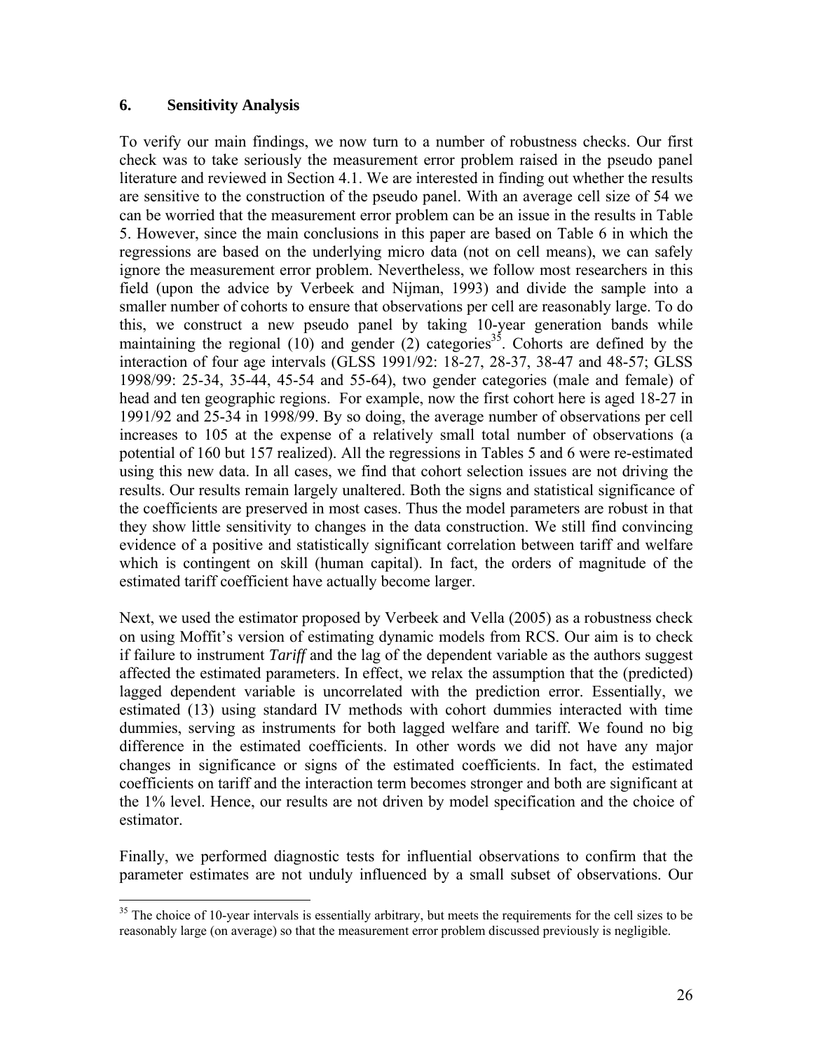## 6. Sensitivity Analysis

To verify our main findings, we now turn to a number of robustness checks. Our first check was to take seriously the measurement error problem raised in the pseudo panel literature and reviewed in Section 4.1. We are interested in finding out whether the results are sensitive to the construction of the pseudo panel. With an average cell size of 54 we can be worried that the measurement error problem can be an issue in the results in Table 5. However, since the main conclusions in this paper are based on Table 6 in which the regressions are based on the underlying micro data (not on cell means), we can safely ignore the measurement error problem. Nevertheless, we follow most researchers in this field (upon the advice by Verbeek and Nijman, 1993) and divide the sample into a smaller number of cohorts to ensure that observations per cell are reasonably large. To do this, we construct a new pseudo panel by taking 10-year generation bands while maintaining the regional (10) and gender (2) categories[35]. Cohorts are defined by the interaction of four age intervals (GLSS 1991/92: 18-27, 28-37, 38-47 and 48-57; GLSS 1998/99: 25-34, 35-44, 45-54 and 55-64), two gender categories (male and female) of head and ten geographic regions. For example, now the first cohort here is aged 18-27 in 1991/92 and 25-34 in 1998/99. By so doing, the average number of observations per cell increases to 105 at the expense of a relatively small total number of observations (a potential of 160 but 157 realized). All the regressions in Tables 5 and 6 were re-estimated using this new data. In all cases, we find that cohort selection issues are not driving the results. Our results remain largely unaltered. Both the signs and statistical significance of the coefficients are preserved in most cases. Thus the model parameters are robust in that they show little sensitivity to changes in the data construction. We still find convincing evidence of a positive and statistically significant correlation between tariff and welfare which is contingent on skill (human capital). In fact, the orders of magnitude of the estimated tariff coefficient have actually become larger.

Next, we used the estimator proposed by Verbeek and Vella (2005) as a robustness check on using Moffit's version of estimating dynamic models from RCS. Our aim is to check if failure to instrument *Tariff* and the lag of the dependent variable as the authors suggest affected the estimated parameters. In effect, we relax the assumption that the (predicted) lagged dependent variable is uncorrelated with the prediction error. Essentially, we estimated (13) using standard IV methods with cohort dummies interacted with time dummies, serving as instruments for both lagged welfare and tariff. We found no big difference in the estimated coefficients. In other words we did not have any major changes in significance or signs of the estimated coefficients. In fact, the estimated coefficients on tariff and the interaction term becomes stronger and both are significant at the 1% level. Hence, our results are not driven by model specification and the choice of estimator.

Finally, we performed diagnostic tests for influential observations to confirm that the parameter estimates are not unduly influenced by a small subset of observations. Our

---

[35] The choice of 10-year intervals is essentially arbitrary, but meets the requirements for the cell sizes to be reasonably large (on average) so that the measurement error problem discussed previously is negligible.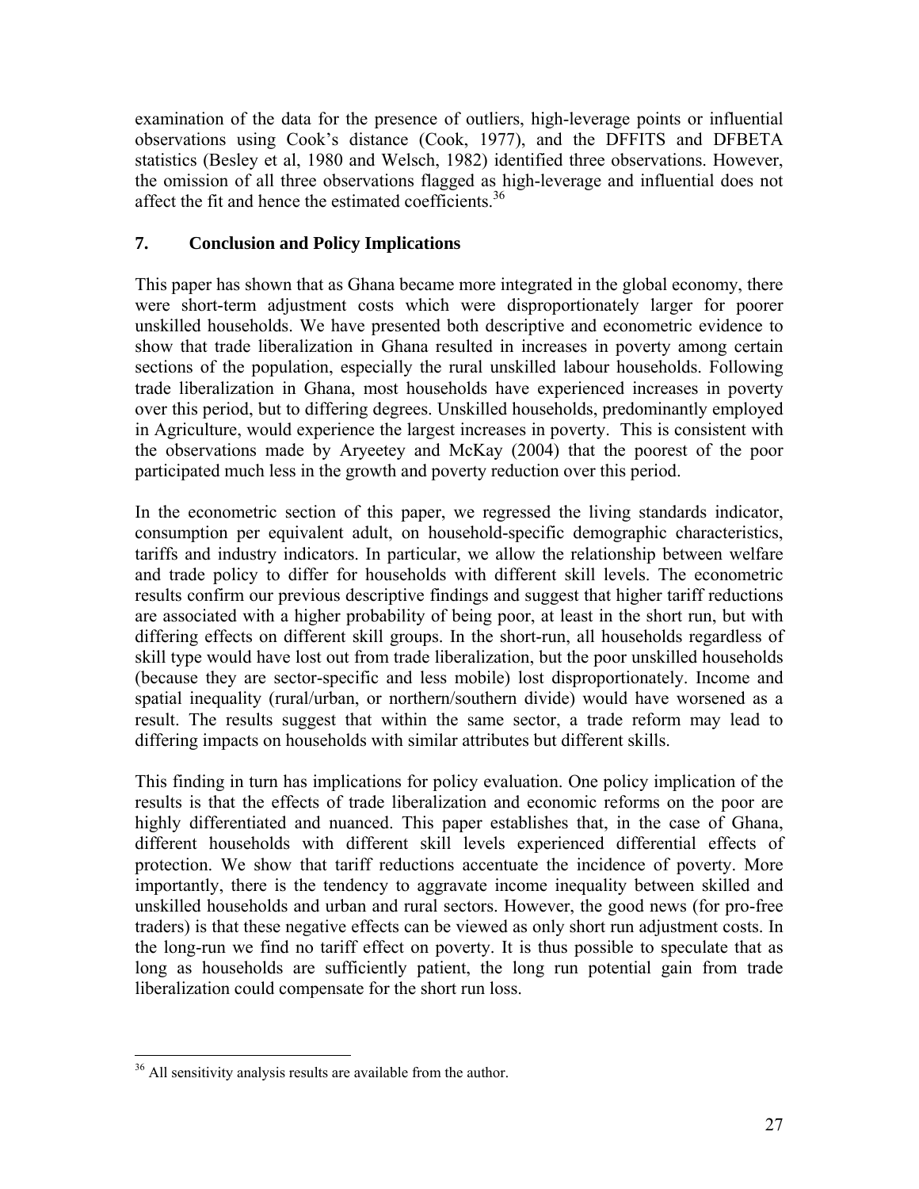examination of the data for the presence of outliers, high-leverage points or influential observations using Cook's distance (Cook, 1977), and the DFFITS and DFBETA statistics (Besley et al, 1980 and Welsch, 1982) identified three observations. However, the omission of all three observations flagged as high-leverage and influential does not affect the fit and hence the estimated coefficients.[36]

## 7. Conclusion and Policy Implications

This paper has shown that as Ghana became more integrated in the global economy, there were short-term adjustment costs which were disproportionately larger for poorer unskilled households. We have presented both descriptive and econometric evidence to show that trade liberalization in Ghana resulted in increases in poverty among certain sections of the population, especially the rural unskilled labour households. Following trade liberalization in Ghana, most households have experienced increases in poverty over this period, but to differing degrees. Unskilled households, predominantly employed in Agriculture, would experience the largest increases in poverty. This is consistent with the observations made by Aryeetey and McKay (2004) that the poorest of the poor participated much less in the growth and poverty reduction over this period.

In the econometric section of this paper, we regressed the living standards indicator, consumption per equivalent adult, on household-specific demographic characteristics, tariffs and industry indicators. In particular, we allow the relationship between welfare and trade policy to differ for households with different skill levels. The econometric results confirm our previous descriptive findings and suggest that higher tariff reductions are associated with a higher probability of being poor, at least in the short run, but with differing effects on different skill groups. In the short-run, all households regardless of skill type would have lost out from trade liberalization, but the poor unskilled households (because they are sector-specific and less mobile) lost disproportionately. Income and spatial inequality (rural/urban, or northern/southern divide) would have worsened as a result. The results suggest that within the same sector, a trade reform may lead to differing impacts on households with similar attributes but different skills.

This finding in turn has implications for policy evaluation. One policy implication of the results is that the effects of trade liberalization and economic reforms on the poor are highly differentiated and nuanced. This paper establishes that, in the case of Ghana, different households with different skill levels experienced differential effects of protection. We show that tariff reductions accentuate the incidence of poverty. More importantly, there is the tendency to aggravate income inequality between skilled and unskilled households and urban and rural sectors. However, the good news (for pro-free traders) is that these negative effects can be viewed as only short run adjustment costs. In the long-run we find no tariff effect on poverty. It is thus possible to speculate that as long as households are sufficiently patient, the long run potential gain from trade liberalization could compensate for the short run loss.

[36] All sensitivity analysis results are available from the author.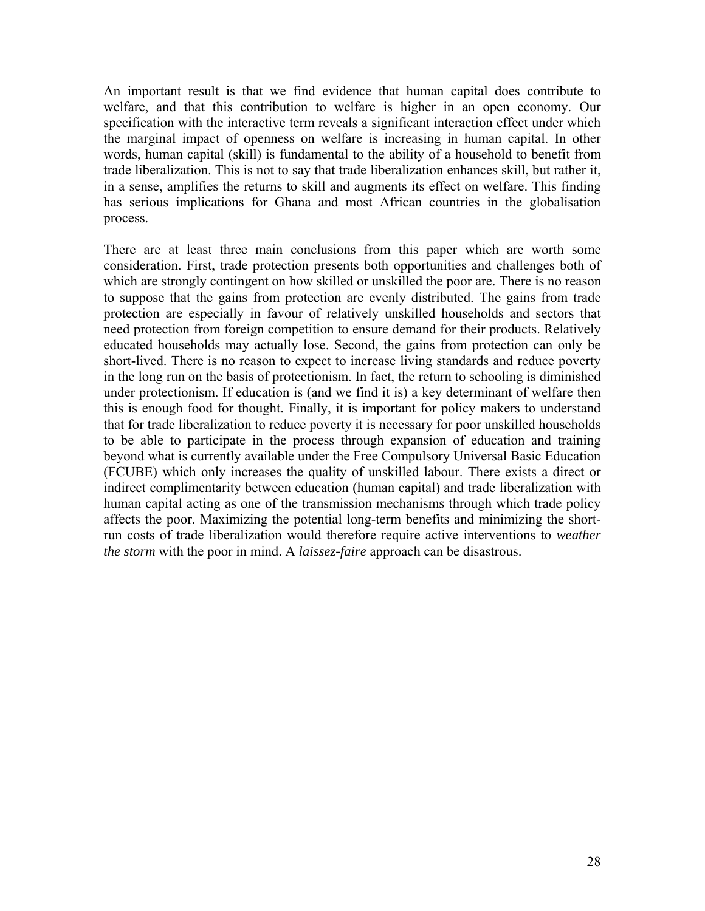An important result is that we find evidence that human capital does contribute to welfare, and that this contribution to welfare is higher in an open economy. Our specification with the interactive term reveals a significant interaction effect under which the marginal impact of openness on welfare is increasing in human capital. In other words, human capital (skill) is fundamental to the ability of a household to benefit from trade liberalization. This is not to say that trade liberalization enhances skill, but rather it, in a sense, amplifies the returns to skill and augments its effect on welfare. This finding has serious implications for Ghana and most African countries in the globalisation process.

There are at least three main conclusions from this paper which are worth some consideration. First, trade protection presents both opportunities and challenges both of which are strongly contingent on how skilled or unskilled the poor are. There is no reason to suppose that the gains from protection are evenly distributed. The gains from trade protection are especially in favour of relatively unskilled households and sectors that need protection from foreign competition to ensure demand for their products. Relatively educated households may actually lose. Second, the gains from protection can only be short-lived. There is no reason to expect to increase living standards and reduce poverty in the long run on the basis of protectionism. In fact, the return to schooling is diminished under protectionism. If education is (and we find it is) a key determinant of welfare then this is enough food for thought. Finally, it is important for policy makers to understand that for trade liberalization to reduce poverty it is necessary for poor unskilled households to be able to participate in the process through expansion of education and training beyond what is currently available under the Free Compulsory Universal Basic Education (FCUBE) which only increases the quality of unskilled labour. There exists a direct or indirect complimentarity between education (human capital) and trade liberalization with human capital acting as one of the transmission mechanisms through which trade policy affects the poor. Maximizing the potential long-term benefits and minimizing the short-run costs of trade liberalization would therefore require active interventions to *weather the storm* with the poor in mind. A *laissez-faire* approach can be disastrous.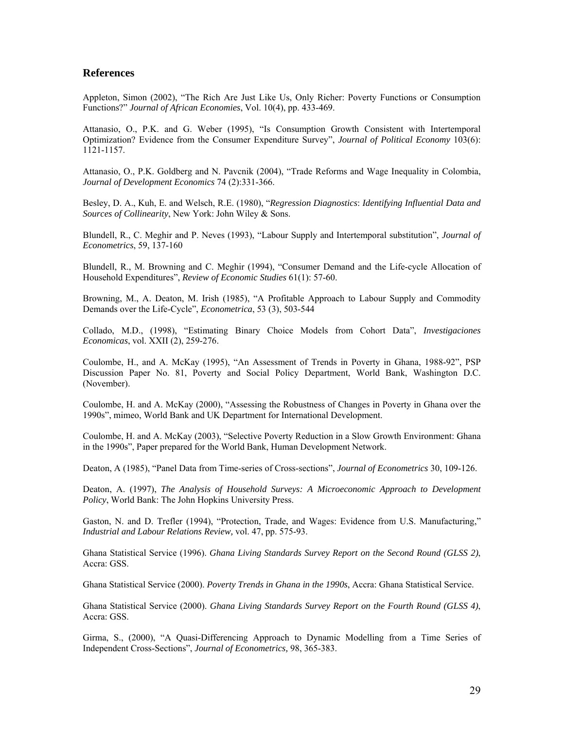## References

Appleton, Simon (2002), "The Rich Are Just Like Us, Only Richer: Poverty Functions or Consumption Functions?" *Journal of African Economies*, Vol. 10(4), pp. 433-469.

Attanasio, O., P.K. and G. Weber (1995), "Is Consumption Growth Consistent with Intertemporal Optimization? Evidence from the Consumer Expenditure Survey", *Journal of Political Economy* 103(6): 1121-1157.

Attanasio, O., P.K. Goldberg and N. Pavcnik (2004), "Trade Reforms and Wage Inequality in Colombia, *Journal of Development Economics* 74 (2):331-366.

Besley, D. A., Kuh, E. and Welsch, R.E. (1980), "*Regression Diagnostics*: *Identifying Influential Data and Sources of Collinearity*, New York: John Wiley & Sons.

Blundell, R., C. Meghir and P. Neves (1993), "Labour Supply and Intertemporal substitution", *Journal of Econometrics*, 59, 137-160

Blundell, R., M. Browning and C. Meghir (1994), "Consumer Demand and the Life-cycle Allocation of Household Expenditures", *Review of Economic Studies* 61(1): 57-60.

Browning, M., A. Deaton, M. Irish (1985), "A Profitable Approach to Labour Supply and Commodity Demands over the Life-Cycle", *Econometrica*, 53 (3), 503-544

Collado, M.D., (1998), "Estimating Binary Choice Models from Cohort Data", *Investigaciones Economicas*, vol. XXII (2), 259-276.

Coulombe, H., and A. McKay (1995), "An Assessment of Trends in Poverty in Ghana, 1988-92", PSP Discussion Paper No. 81, Poverty and Social Policy Department, World Bank, Washington D.C. (November).

Coulombe, H. and A. McKay (2000), "Assessing the Robustness of Changes in Poverty in Ghana over the 1990s", mimeo, World Bank and UK Department for International Development.

Coulombe, H. and A. McKay (2003), "Selective Poverty Reduction in a Slow Growth Environment: Ghana in the 1990s", Paper prepared for the World Bank, Human Development Network.

Deaton, A (1985), "Panel Data from Time-series of Cross-sections", *Journal of Econometrics* 30, 109-126.

Deaton, A. (1997), *The Analysis of Household Surveys: A Microeconomic Approach to Development Policy*, World Bank: The John Hopkins University Press.

Gaston, N. and D. Trefler (1994), "Protection, Trade, and Wages: Evidence from U.S. Manufacturing," *Industrial and Labour Relations Review,* vol. 47, pp. 575-93.

Ghana Statistical Service (1996). *Ghana Living Standards Survey Report on the Second Round (GLSS 2)*, Accra: GSS.

Ghana Statistical Service (2000). *Poverty Trends in Ghana in the 1990s*, Accra: Ghana Statistical Service.

Ghana Statistical Service (2000). *Ghana Living Standards Survey Report on the Fourth Round (GLSS 4)*, Accra: GSS.

Girma, S., (2000), "A Quasi-Differencing Approach to Dynamic Modelling from a Time Series of Independent Cross-Sections", *Journal of Econometrics,* 98, 365-383.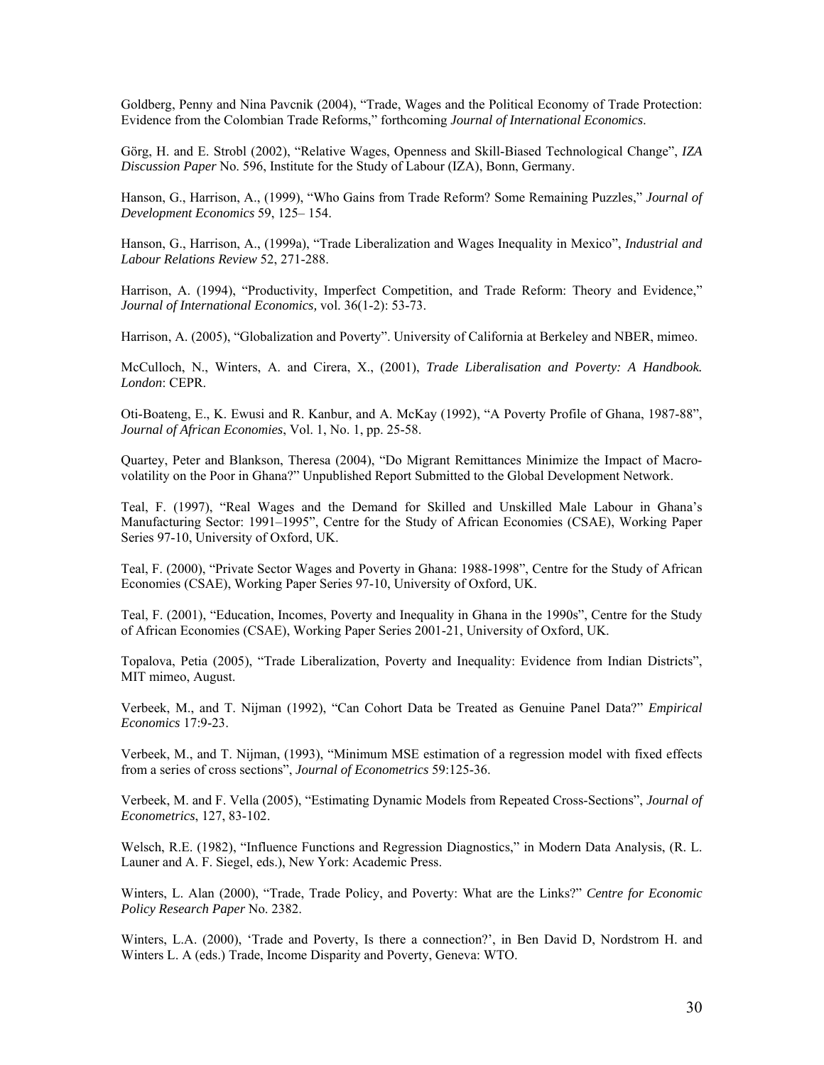Goldberg, Penny and Nina Pavcnik (2004), "Trade, Wages and the Political Economy of Trade Protection: Evidence from the Colombian Trade Reforms," forthcoming *Journal of International Economics*.

Görg, H. and E. Strobl (2002), "Relative Wages, Openness and Skill-Biased Technological Change", *IZA Discussion Paper* No. 596, Institute for the Study of Labour (IZA), Bonn, Germany.

Hanson, G., Harrison, A., (1999), "Who Gains from Trade Reform? Some Remaining Puzzles," *Journal of Development Economics* 59, 125– 154.

Hanson, G., Harrison, A., (1999a), "Trade Liberalization and Wages Inequality in Mexico", *Industrial and Labour Relations Review* 52, 271-288.

Harrison, A. (1994), "Productivity, Imperfect Competition, and Trade Reform: Theory and Evidence," *Journal of International Economics,* vol. 36(1-2): 53-73.

Harrison, A. (2005), "Globalization and Poverty". University of California at Berkeley and NBER, mimeo.

McCulloch, N., Winters, A. and Cirera, X., (2001), *Trade Liberalisation and Poverty: A Handbook. London*: CEPR.

Oti-Boateng, E., K. Ewusi and R. Kanbur, and A. McKay (1992), "A Poverty Profile of Ghana, 1987-88", *Journal of African Economies*, Vol. 1, No. 1, pp. 25-58.

Quartey, Peter and Blankson, Theresa (2004), "Do Migrant Remittances Minimize the Impact of Macro-volatility on the Poor in Ghana?" Unpublished Report Submitted to the Global Development Network.

Teal, F. (1997), "Real Wages and the Demand for Skilled and Unskilled Male Labour in Ghana's Manufacturing Sector: 1991–1995", Centre for the Study of African Economies (CSAE), Working Paper Series 97-10, University of Oxford, UK.

Teal, F. (2000), "Private Sector Wages and Poverty in Ghana: 1988-1998", Centre for the Study of African Economies (CSAE), Working Paper Series 97-10, University of Oxford, UK.

Teal, F. (2001), "Education, Incomes, Poverty and Inequality in Ghana in the 1990s", Centre for the Study of African Economies (CSAE), Working Paper Series 2001-21, University of Oxford, UK.

Topalova, Petia (2005), "Trade Liberalization, Poverty and Inequality: Evidence from Indian Districts", MIT mimeo, August.

Verbeek, M., and T. Nijman (1992), "Can Cohort Data be Treated as Genuine Panel Data?" *Empirical Economics* 17:9-23.

Verbeek, M., and T. Nijman, (1993), "Minimum MSE estimation of a regression model with fixed effects from a series of cross sections", *Journal of Econometrics* 59:125-36.

Verbeek, M. and F. Vella (2005), "Estimating Dynamic Models from Repeated Cross-Sections", *Journal of Econometrics*, 127, 83-102.

Welsch, R.E. (1982), "Influence Functions and Regression Diagnostics," in Modern Data Analysis, (R. L. Launer and A. F. Siegel, eds.), New York: Academic Press.

Winters, L. Alan (2000), "Trade, Trade Policy, and Poverty: What are the Links?" *Centre for Economic Policy Research Paper* No. 2382.

Winters, L.A. (2000), 'Trade and Poverty, Is there a connection?', in Ben David D, Nordstrom H. and Winters L. A (eds.) Trade, Income Disparity and Poverty, Geneva: WTO.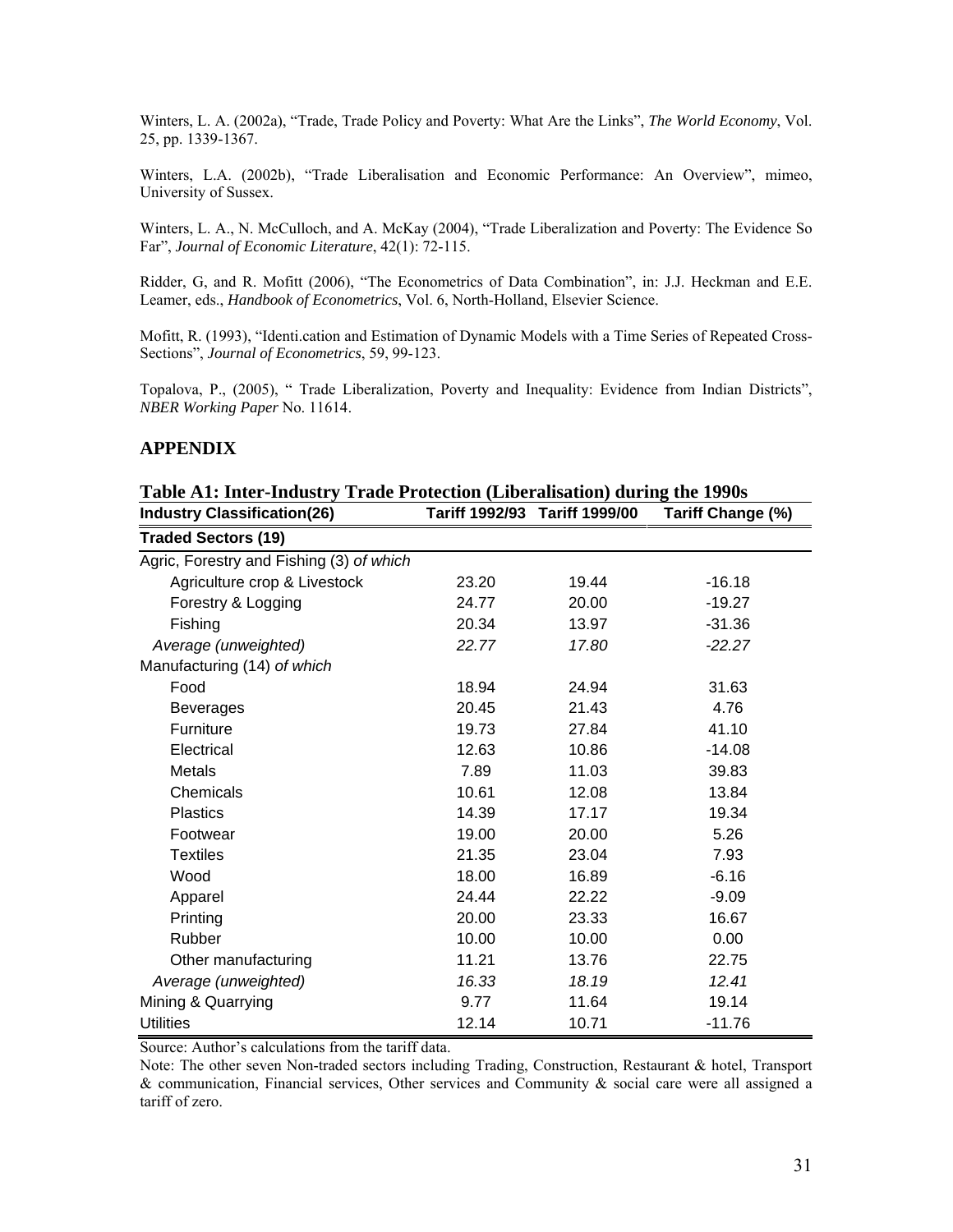Winters, L. A. (2002a), "Trade, Trade Policy and Poverty: What Are the Links", *The World Economy*, Vol. 25, pp. 1339-1367.

Winters, L.A. (2002b), "Trade Liberalisation and Economic Performance: An Overview", mimeo, University of Sussex.

Winters, L. A., N. McCulloch, and A. McKay (2004), "Trade Liberalization and Poverty: The Evidence So Far", *Journal of Economic Literature*, 42(1): 72-115.

Ridder, G, and R. Mofitt (2006), "The Econometrics of Data Combination", in: J.J. Heckman and E.E. Leamer, eds., *Handbook of Econometrics*, Vol. 6, North-Holland, Elsevier Science.

Mofitt, R. (1993), "Identi.cation and Estimation of Dynamic Models with a Time Series of Repeated Cross-Sections", *Journal of Econometrics*, 59, 99-123.

Topalova, P., (2005), " Trade Liberalization, Poverty and Inequality: Evidence from Indian Districts", *NBER Working Paper* No. 11614.

## APPENDIX

**Table A1: Inter-Industry Trade Protection (Liberalisation) during the 1990s**

| Industry Classification(26) | Tariff 1992/93 | Tariff 1999/00 | Tariff Change (%) |
|---|---|---|---|
| **Traded Sectors (19)** | | | |
| Agric, Forestry and Fishing (3) *of which* | | | |
| Agriculture crop & Livestock | 23.20 | 19.44 | -16.18 |
| Forestry & Logging | 24.77 | 20.00 | -19.27 |
| Fishing | 20.34 | 13.97 | -31.36 |
| *Average (unweighted)* | *22.77* | *17.80* | *-22.27* |
| Manufacturing (14) *of which* | | | |
| Food | 18.94 | 24.94 | 31.63 |
| Beverages | 20.45 | 21.43 | 4.76 |
| Furniture | 19.73 | 27.84 | 41.10 |
| Electrical | 12.63 | 10.86 | -14.08 |
| Metals | 7.89 | 11.03 | 39.83 |
| Chemicals | 10.61 | 12.08 | 13.84 |
| Plastics | 14.39 | 17.17 | 19.34 |
| Footwear | 19.00 | 20.00 | 5.26 |
| Textiles | 21.35 | 23.04 | 7.93 |
| Wood | 18.00 | 16.89 | -6.16 |
| Apparel | 24.44 | 22.22 | -9.09 |
| Printing | 20.00 | 23.33 | 16.67 |
| Rubber | 10.00 | 10.00 | 0.00 |
| Other manufacturing | 11.21 | 13.76 | 22.75 |
| *Average (unweighted)* | *16.33* | *18.19* | *12.41* |
| Mining & Quarrying | 9.77 | 11.64 | 19.14 |
| Utilities | 12.14 | 10.71 | -11.76 |

Source: Author's calculations from the tariff data.

Note: The other seven Non-traded sectors including Trading, Construction, Restaurant & hotel, Transport & communication, Financial services, Other services and Community & social care were all assigned a tariff of zero.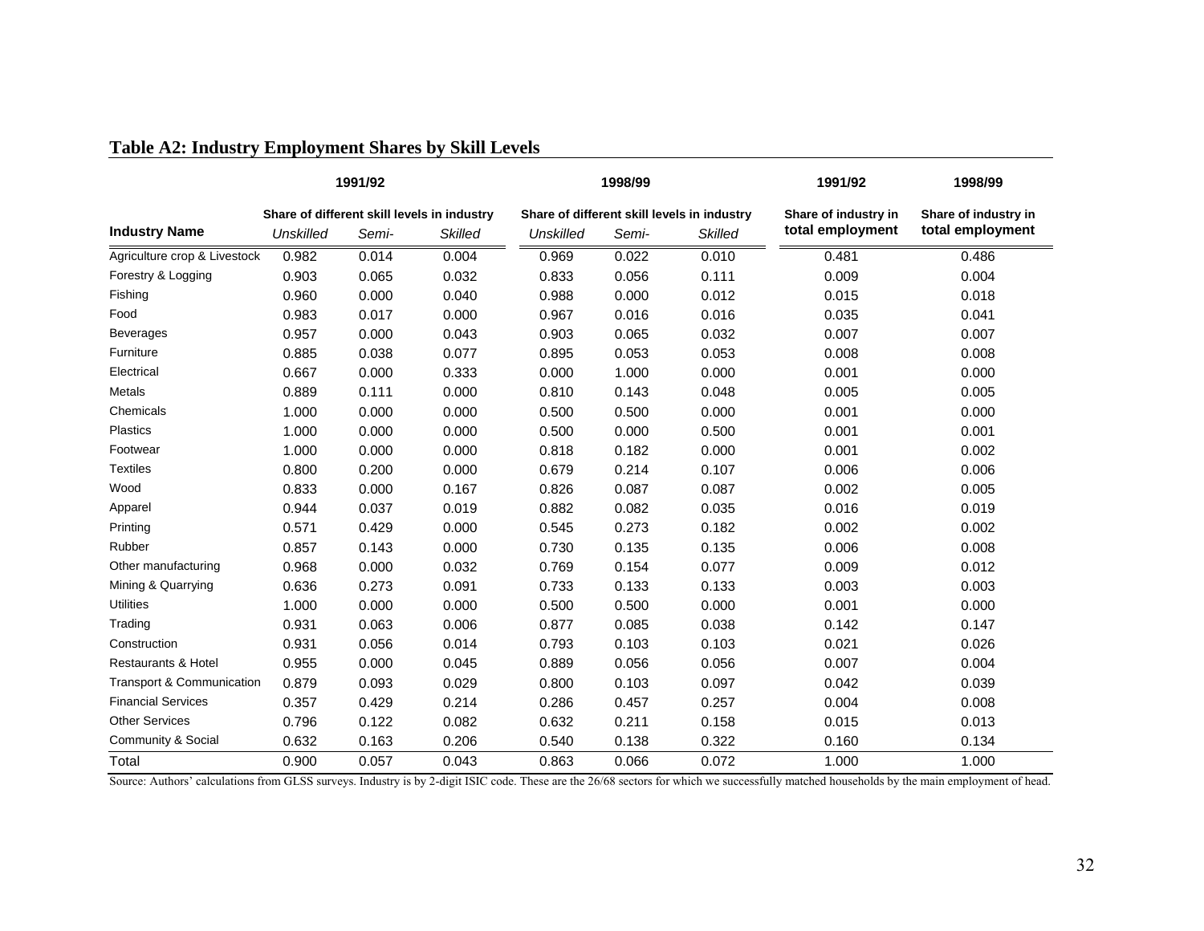## Table A2: Industry Employment Shares by Skill Levels

| | 1991/92 | | | 1998/99 | | | 1991/92 | 1998/99 |
|---|---|---|---|---|---|---|---|---|
| | Share of different skill levels in industry | | | Share of different skill levels in industry | | | Share of industry in total employment | Share of industry in total employment |
| **Industry Name** | *Unskilled* | *Semi-* | *Skilled* | *Unskilled* | *Semi-* | *Skilled* | | |
| Agriculture crop & Livestock | 0.982 | 0.014 | 0.004 | 0.969 | 0.022 | 0.010 | 0.481 | 0.486 |
| Forestry & Logging | 0.903 | 0.065 | 0.032 | 0.833 | 0.056 | 0.111 | 0.009 | 0.004 |
| Fishing | 0.960 | 0.000 | 0.040 | 0.988 | 0.000 | 0.012 | 0.015 | 0.018 |
| Food | 0.983 | 0.017 | 0.000 | 0.967 | 0.016 | 0.016 | 0.035 | 0.041 |
| Beverages | 0.957 | 0.000 | 0.043 | 0.903 | 0.065 | 0.032 | 0.007 | 0.007 |
| Furniture | 0.885 | 0.038 | 0.077 | 0.895 | 0.053 | 0.053 | 0.008 | 0.008 |
| Electrical | 0.667 | 0.000 | 0.333 | 0.000 | 1.000 | 0.000 | 0.001 | 0.000 |
| Metals | 0.889 | 0.111 | 0.000 | 0.810 | 0.143 | 0.048 | 0.005 | 0.005 |
| Chemicals | 1.000 | 0.000 | 0.000 | 0.500 | 0.500 | 0.000 | 0.001 | 0.000 |
| Plastics | 1.000 | 0.000 | 0.000 | 0.500 | 0.000 | 0.500 | 0.001 | 0.001 |
| Footwear | 1.000 | 0.000 | 0.000 | 0.818 | 0.182 | 0.000 | 0.001 | 0.002 |
| Textiles | 0.800 | 0.200 | 0.000 | 0.679 | 0.214 | 0.107 | 0.006 | 0.006 |
| Wood | 0.833 | 0.000 | 0.167 | 0.826 | 0.087 | 0.087 | 0.002 | 0.005 |
| Apparel | 0.944 | 0.037 | 0.019 | 0.882 | 0.082 | 0.035 | 0.016 | 0.019 |
| Printing | 0.571 | 0.429 | 0.000 | 0.545 | 0.273 | 0.182 | 0.002 | 0.002 |
| Rubber | 0.857 | 0.143 | 0.000 | 0.730 | 0.135 | 0.135 | 0.006 | 0.008 |
| Other manufacturing | 0.968 | 0.000 | 0.032 | 0.769 | 0.154 | 0.077 | 0.009 | 0.012 |
| Mining & Quarrying | 0.636 | 0.273 | 0.091 | 0.733 | 0.133 | 0.133 | 0.003 | 0.003 |
| Utilities | 1.000 | 0.000 | 0.000 | 0.500 | 0.500 | 0.000 | 0.001 | 0.000 |
| Trading | 0.931 | 0.063 | 0.006 | 0.877 | 0.085 | 0.038 | 0.142 | 0.147 |
| Construction | 0.931 | 0.056 | 0.014 | 0.793 | 0.103 | 0.103 | 0.021 | 0.026 |
| Restaurants & Hotel | 0.955 | 0.000 | 0.045 | 0.889 | 0.056 | 0.056 | 0.007 | 0.004 |
| Transport & Communication | 0.879 | 0.093 | 0.029 | 0.800 | 0.103 | 0.097 | 0.042 | 0.039 |
| Financial Services | 0.357 | 0.429 | 0.214 | 0.286 | 0.457 | 0.257 | 0.004 | 0.008 |
| Other Services | 0.796 | 0.122 | 0.082 | 0.632 | 0.211 | 0.158 | 0.015 | 0.013 |
| Community & Social | 0.632 | 0.163 | 0.206 | 0.540 | 0.138 | 0.322 | 0.160 | 0.134 |
| Total | 0.900 | 0.057 | 0.043 | 0.863 | 0.066 | 0.072 | 1.000 | 1.000 |

Source: Authors' calculations from GLSS surveys. Industry is by 2-digit ISIC code. These are the 26/68 sectors for which we successfully matched households by the main employment of head.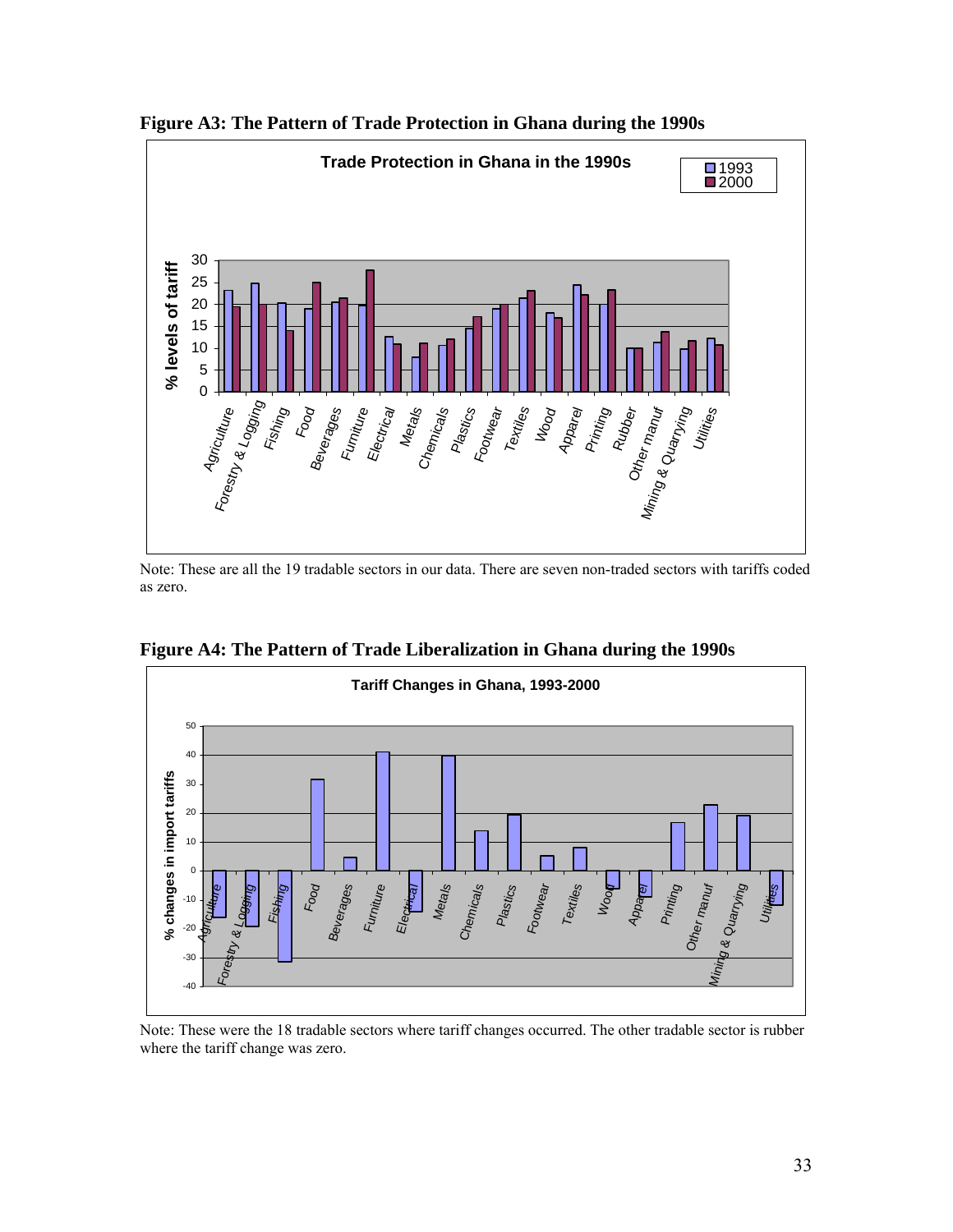**Figure A3: The Pattern of Trade Protection in Ghana during the 1990s**

Trade Protection in Ghana in the 1990s

1993
2000

% levels of tariff

30
25
20
15
10
5
0

Agriculture
Forestry & Logging
Fishing
Food
Beverages
Furniture
Electrical
Metals
Chemicals
Plastics
Footwear
Textiles
Wood
Apparel
Printing
Rubber
Other manuf
Mining & Quarrying
Utilities

Note: These are all the 19 tradable sectors in our data. There are seven non-traded sectors with tariffs coded as zero.

**Figure A4: The Pattern of Trade Liberalization in Ghana during the 1990s**

Tariff Changes in Ghana, 1993-2000

% changes in import tariffs

50
40
30
20
10
0
-10
-20
-30
-40

Agriculture
Forestry & Logging
Fishing
Food
Beverages
Furniture
Electrical
Metals
Chemicals
Plastics
Footwear
Textiles
Wood
Apparel
Printing
Other manuf
Mining & Quarrying
Utilities

Note: These were the 18 tradable sectors where tariff changes occurred. The other tradable sector is rubber where the tariff change was zero.